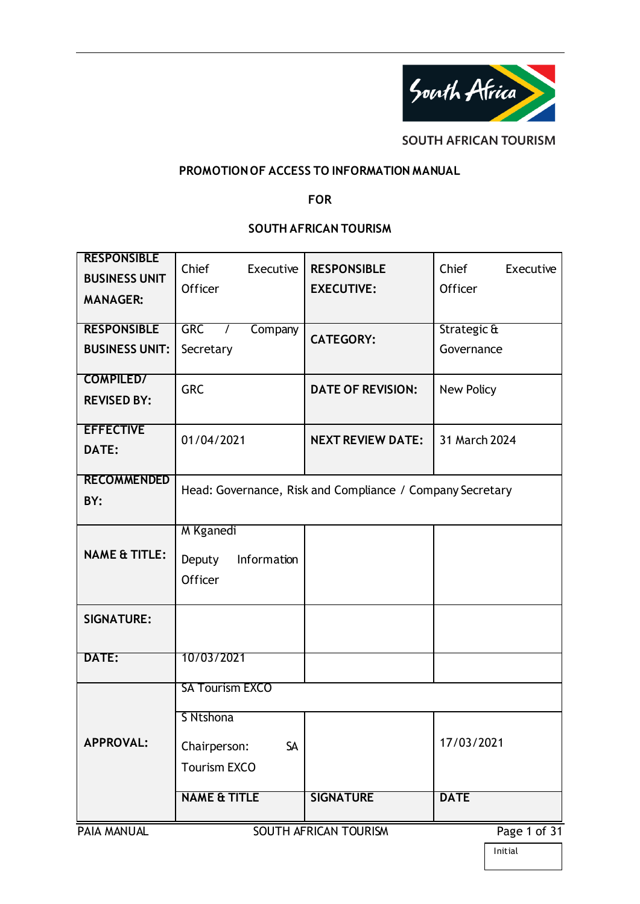SOUTH AFRICAN TOURISM

**PROMOTION OF ACCESS TO INFORMATION MANUAL**

**FOR**

**SOUTH AFRICAN TOURISM**

| **RESPONSIBLE BUSINESS UNIT MANAGER:** | Chief Executive Officer | **RESPONSIBLE EXECUTIVE:** | Chief Executive Officer |
|---|---|---|---|
| **RESPONSIBLE BUSINESS UNIT:** | GRC / Company Secretary | **CATEGORY:** | Strategic & Governance |
| **COMPILED/ REVISED BY:** | GRC | **DATE OF REVISION:** | New Policy |
| **EFFECTIVE DATE:** | 01/04/2021 | **NEXT REVIEW DATE:** | 31 March 2024 |
| **RECOMMENDED BY:** | Head: Governance, Risk and Compliance / Company Secretary | | |
| **NAME & TITLE:** | M Kganedi<br>Deputy Information Officer | | |
| **SIGNATURE:** | | | |
| **DATE:** | 10/03/2021 | | |
| **APPROVAL:** | SA Tourism EXCO | | |
| | S Ntshona<br>Chairperson: SA Tourism EXCO | | 17/03/2021 |
| | **NAME & TITLE** | **SIGNATURE** | **DATE** |

Initial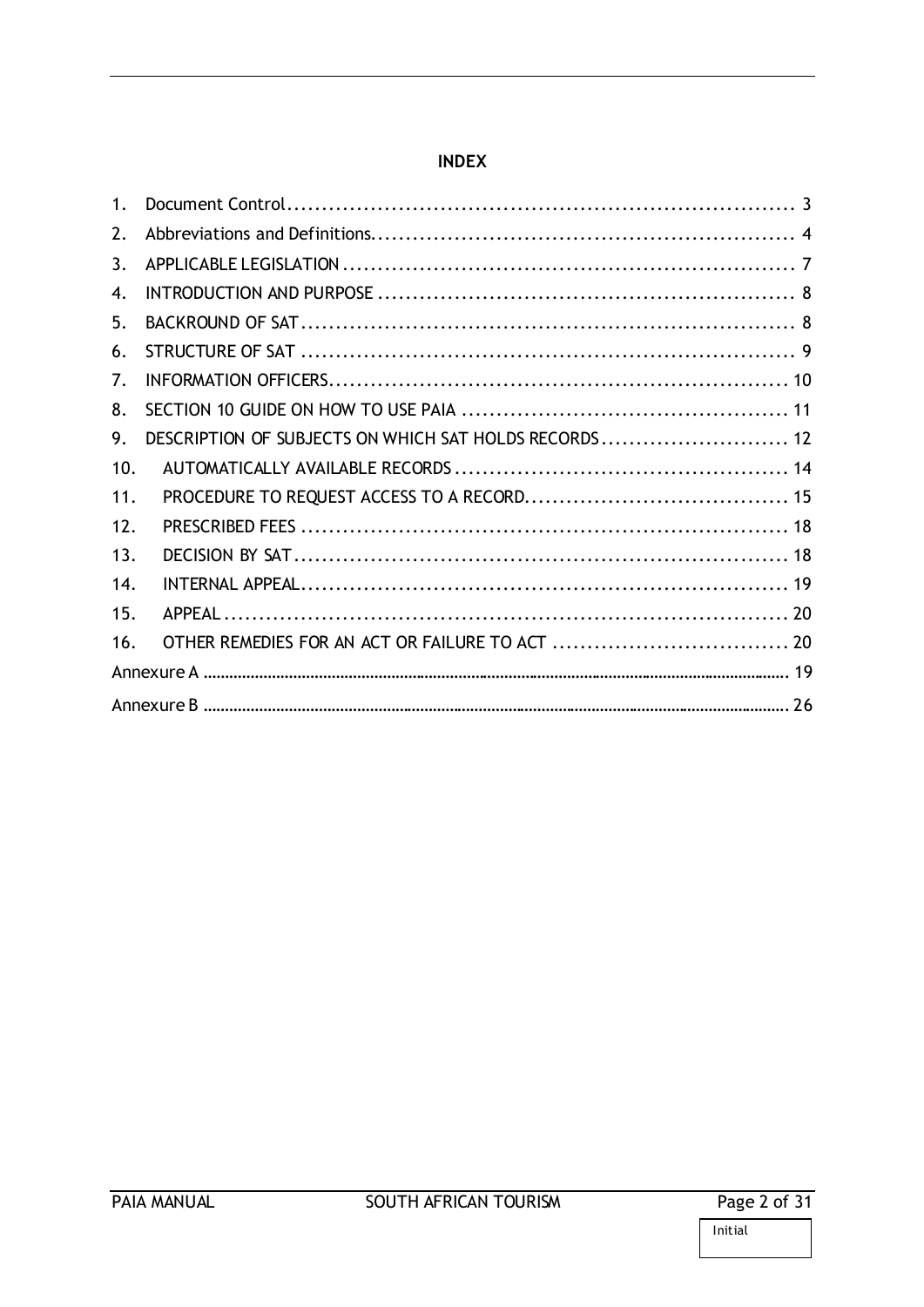## INDEX

1. Document Control ........................................................................ 3
2. Abbreviations and Definitions............................................................ 4
3. APPLICABLE LEGISLATION ................................................................ 7
4. INTRODUCTION AND PURPOSE ............................................................ 8
5. BACKROUND OF SAT ...................................................................... 8
6. STRUCTURE OF SAT ...................................................................... 9
7. INFORMATION OFFICERS.................................................................. 10
8. SECTION 10 GUIDE ON HOW TO USE PAIA ............................................... 11
9. DESCRIPTION OF SUBJECTS ON WHICH SAT HOLDS RECORDS ........................... 12
10. AUTOMATICALLY AVAILABLE RECORDS ................................................ 14
11. PROCEDURE TO REQUEST ACCESS TO A RECORD...................................... 15
12. PRESCRIBED FEES ..................................................................... 18
13. DECISION BY SAT....................................................................... 18
14. INTERNAL APPEAL...................................................................... 19
15. APPEAL ................................................................................. 20
16. OTHER REMEDIES FOR AN ACT OR FAILURE TO ACT .................................. 20

Annexure A ........................................................................................ 19

Annexure B ........................................................................................ 26

Initial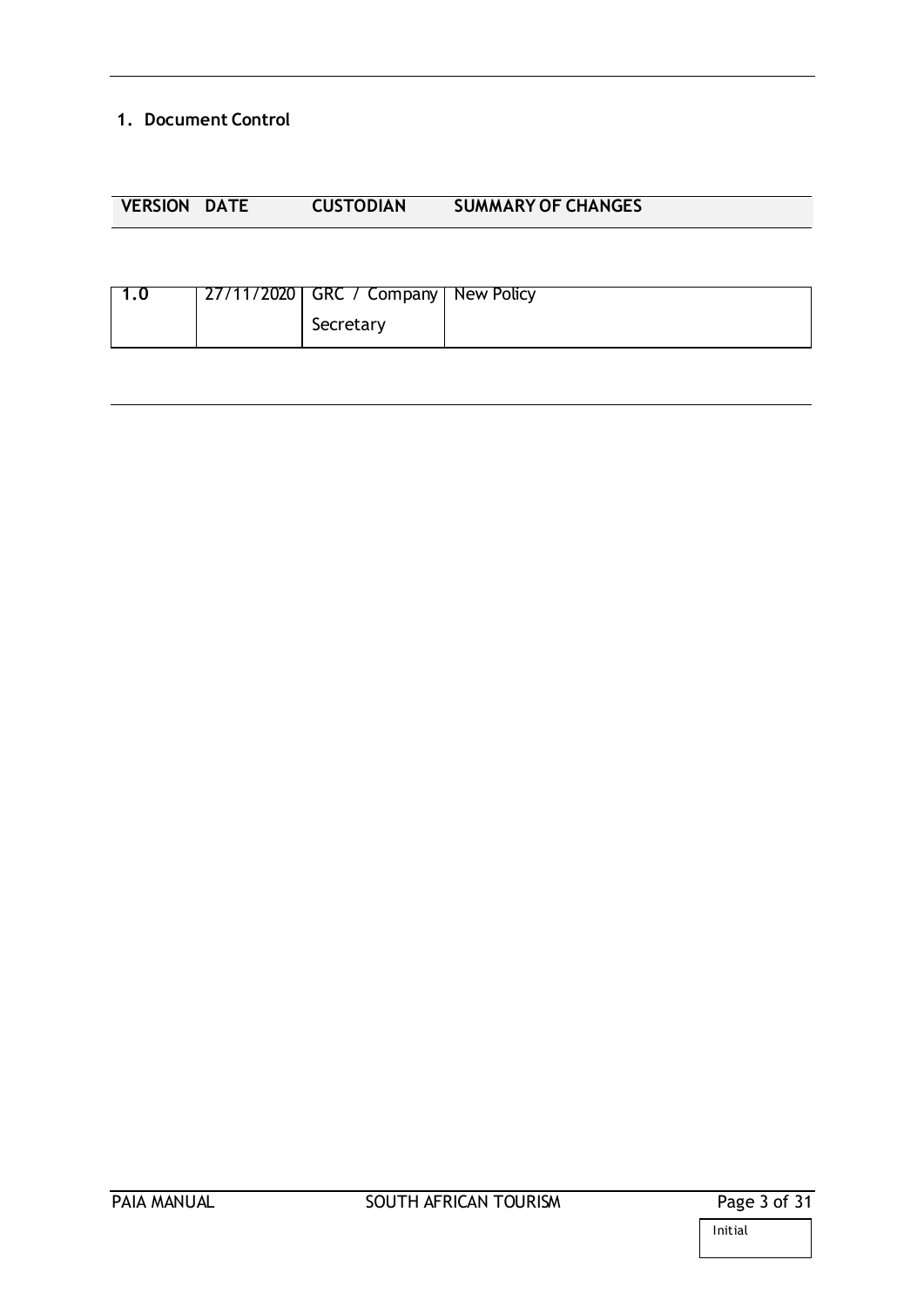## 1. Document Control

| VERSION | DATE | CUSTODIAN | SUMMARY OF CHANGES |
|---|---|---|---|
| 1.0 | 27/11/2020 | GRC / Company Secretary | New Policy |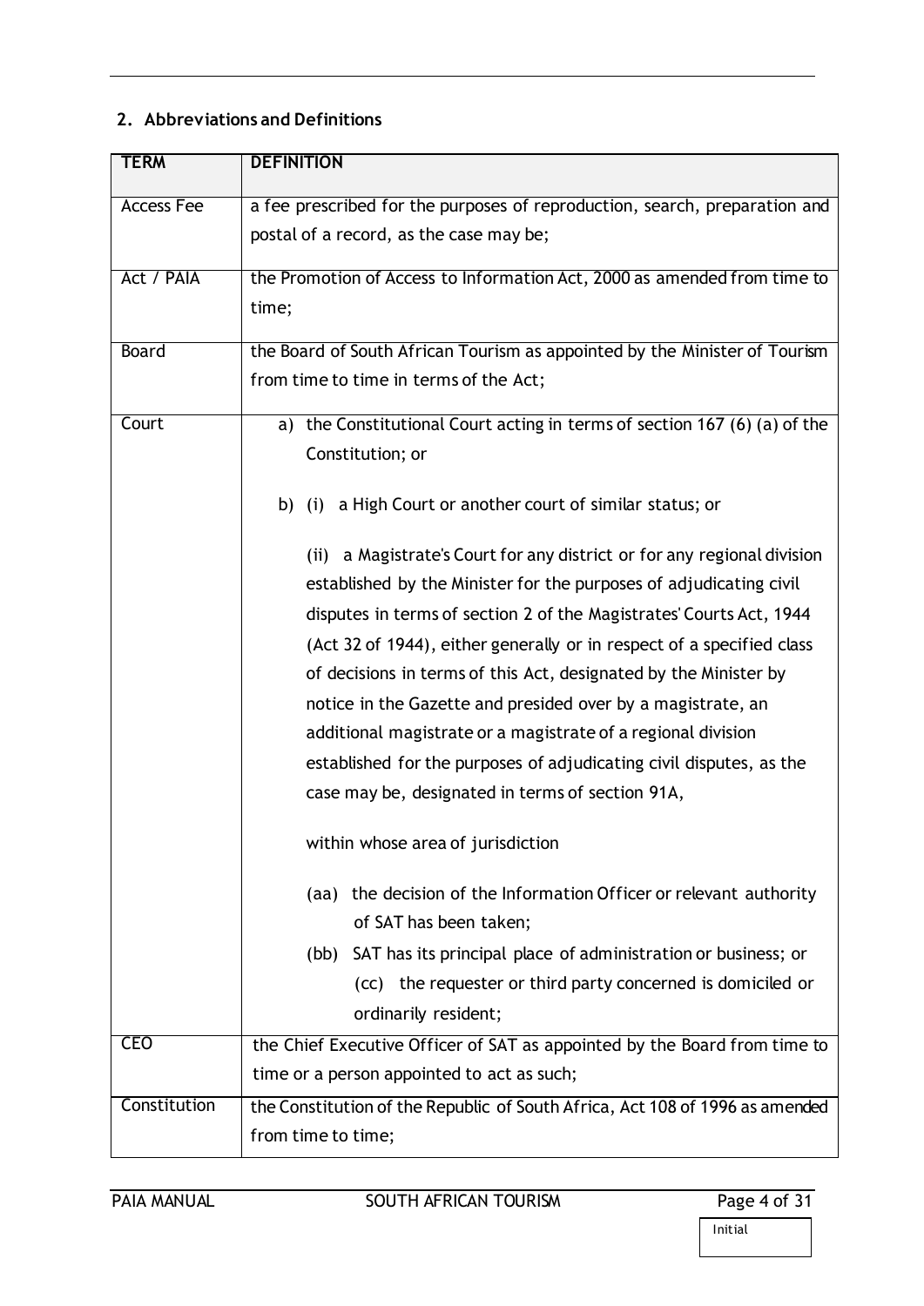## 2. Abbreviations and Definitions

| TERM | DEFINITION |
| --- | --- |
| Access Fee | a fee prescribed for the purposes of reproduction, search, preparation and postal of a record, as the case may be; |
| Act / PAIA | the Promotion of Access to Information Act, 2000 as amended from time to time; |
| Board | the Board of South African Tourism as appointed by the Minister of Tourism from time to time in terms of the Act; |
| Court | a) the Constitutional Court acting in terms of section 167 (6) (a) of the Constitution; or<br><br>b) (i) a High Court or another court of similar status; or<br><br>(ii) a Magistrate's Court for any district or for any regional division established by the Minister for the purposes of adjudicating civil disputes in terms of section 2 of the Magistrates' Courts Act, 1944 (Act 32 of 1944), either generally or in respect of a specified class of decisions in terms of this Act, designated by the Minister by notice in the Gazette and presided over by a magistrate, an additional magistrate or a magistrate of a regional division established for the purposes of adjudicating civil disputes, as the case may be, designated in terms of section 91A,<br><br>within whose area of jurisdiction<br><br>(aa) the decision of the Information Officer or relevant authority of SAT has been taken;<br>(bb) SAT has its principal place of administration or business; or<br>(cc) the requester or third party concerned is domiciled or ordinarily resident; |
| CEO | the Chief Executive Officer of SAT as appointed by the Board from time to time or a person appointed to act as such; |
| Constitution | the Constitution of the Republic of South Africa, Act 108 of 1996 as amended from time to time; |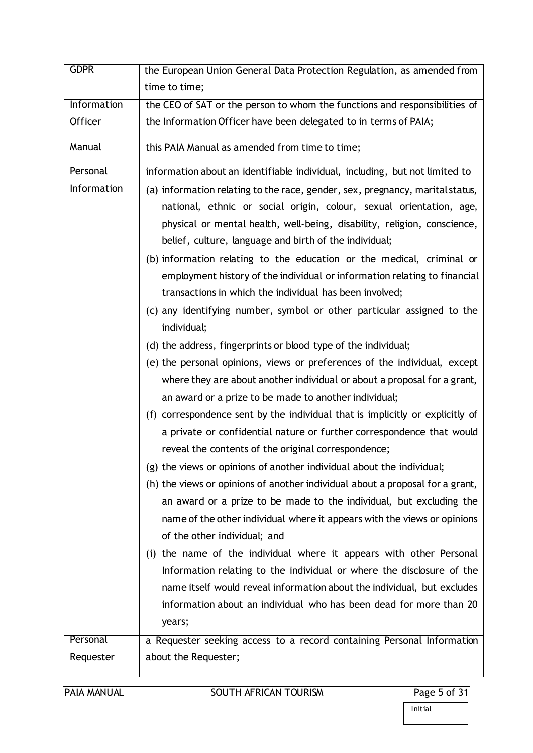| | |
|---|---|
| GDPR | the European Union General Data Protection Regulation, as amended from time to time; |
| Information Officer | the CEO of SAT or the person to whom the functions and responsibilities of the Information Officer have been delegated to in terms of PAIA; |
| Manual | this PAIA Manual as amended from time to time; |
| Personal Information | information about an identifiable individual, including, but not limited to<br>(a) information relating to the race, gender, sex, pregnancy, marital status, national, ethnic or social origin, colour, sexual orientation, age, physical or mental health, well-being, disability, religion, conscience, belief, culture, language and birth of the individual;<br>(b) information relating to the education or the medical, criminal or employment history of the individual or information relating to financial transactions in which the individual has been involved;<br>(c) any identifying number, symbol or other particular assigned to the individual;<br>(d) the address, fingerprints or blood type of the individual;<br>(e) the personal opinions, views or preferences of the individual, except where they are about another individual or about a proposal for a grant, an award or a prize to be made to another individual;<br>(f) correspondence sent by the individual that is implicitly or explicitly of a private or confidential nature or further correspondence that would reveal the contents of the original correspondence;<br>(g) the views or opinions of another individual about the individual;<br>(h) the views or opinions of another individual about a proposal for a grant, an award or a prize to be made to the individual, but excluding the name of the other individual where it appears with the views or opinions of the other individual; and<br>(i) the name of the individual where it appears with other Personal Information relating to the individual or where the disclosure of the name itself would reveal information about the individual, but excludes information about an individual who has been dead for more than 20 years; |
| Personal Requester | a Requester seeking access to a record containing Personal Information about the Requester; |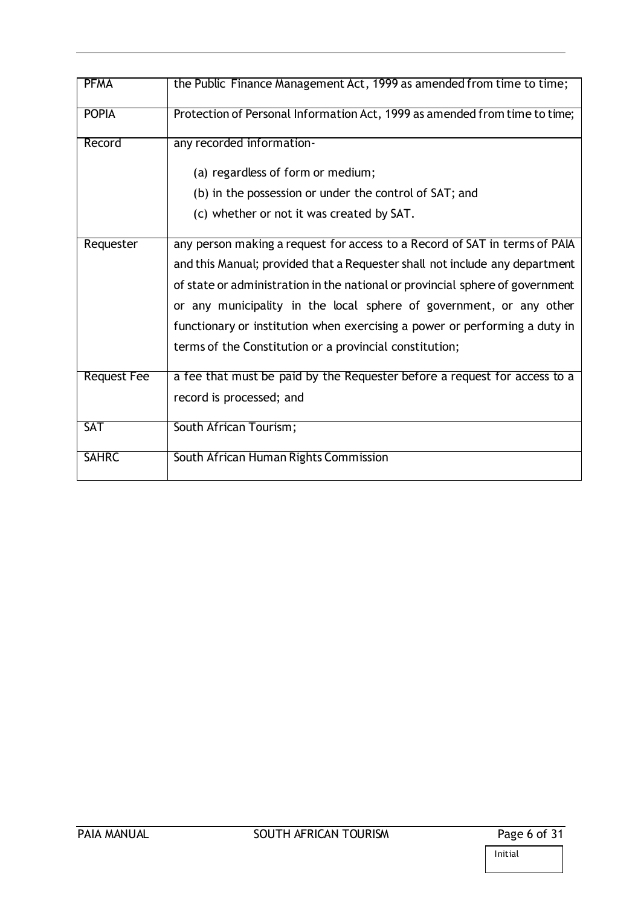| PFMA | the Public Finance Management Act, 1999 as amended from time to time; |
|---|---|
| POPIA | Protection of Personal Information Act, 1999 as amended from time to time; |
| Record | any recorded information-<br>(a) regardless of form or medium;<br>(b) in the possession or under the control of SAT; and<br>(c) whether or not it was created by SAT. |
| Requester | any person making a request for access to a Record of SAT in terms of PAIA and this Manual; provided that a Requester shall not include any department of state or administration in the national or provincial sphere of government or any municipality in the local sphere of government, or any other functionary or institution when exercising a power or performing a duty in terms of the Constitution or a provincial constitution; |
| Request Fee | a fee that must be paid by the Requester before a request for access to a record is processed; and |
| SAT | South African Tourism; |
| SAHRC | South African Human Rights Commission |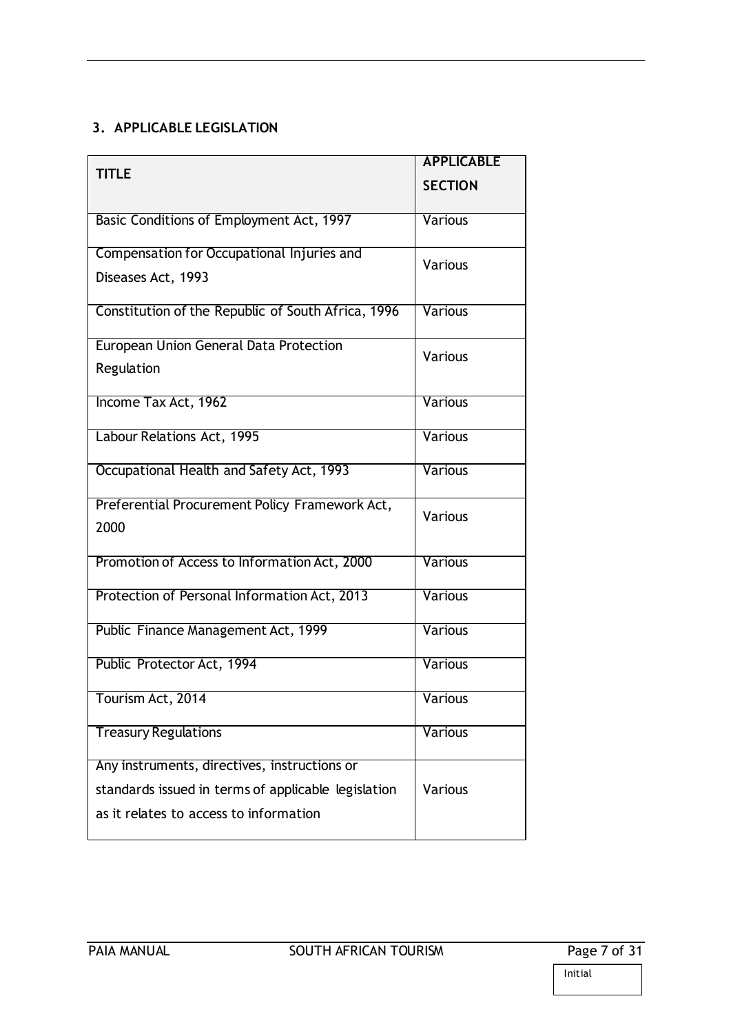## 3. APPLICABLE LEGISLATION

| TITLE | APPLICABLE SECTION |
|---|---|
| Basic Conditions of Employment Act, 1997 | Various |
| Compensation for Occupational Injuries and Diseases Act, 1993 | Various |
| Constitution of the Republic of South Africa, 1996 | Various |
| European Union General Data Protection Regulation | Various |
| Income Tax Act, 1962 | Various |
| Labour Relations Act, 1995 | Various |
| Occupational Health and Safety Act, 1993 | Various |
| Preferential Procurement Policy Framework Act, 2000 | Various |
| Promotion of Access to Information Act, 2000 | Various |
| Protection of Personal Information Act, 2013 | Various |
| Public Finance Management Act, 1999 | Various |
| Public Protector Act, 1994 | Various |
| Tourism Act, 2014 | Various |
| Treasury Regulations | Various |
| Any instruments, directives, instructions or standards issued in terms of applicable legislation as it relates to access to information | Various |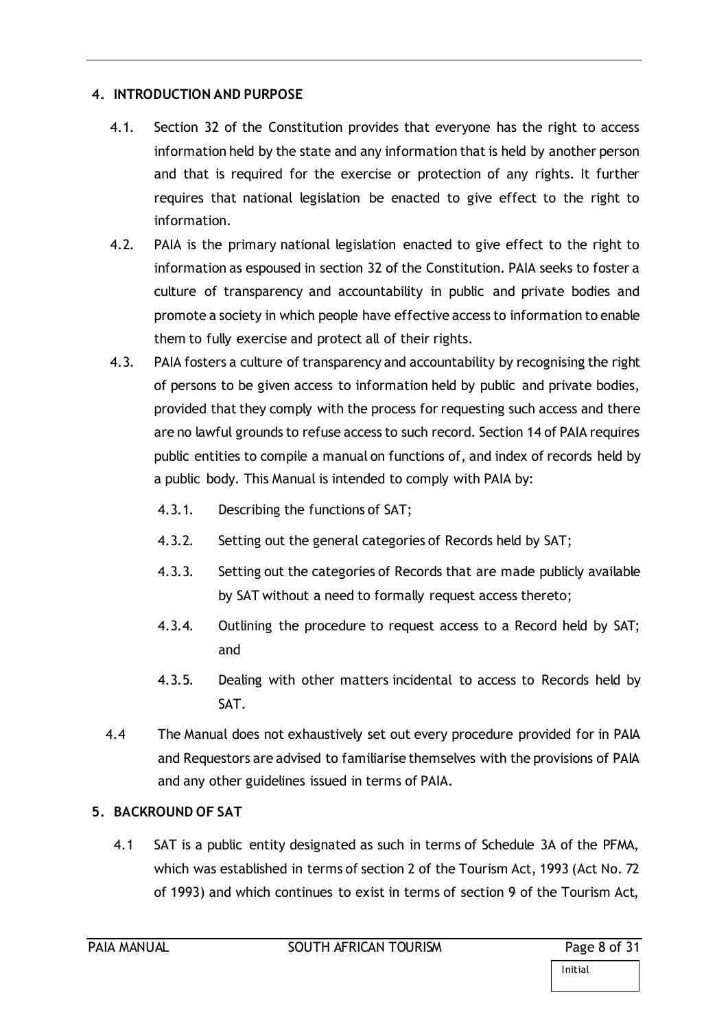## 4. INTRODUCTION AND PURPOSE

4.1. Section 32 of the Constitution provides that everyone has the right to access information held by the state and any information that is held by another person and that is required for the exercise or protection of any rights. It further requires that national legislation be enacted to give effect to the right to information.

4.2. PAIA is the primary national legislation enacted to give effect to the right to information as espoused in section 32 of the Constitution. PAIA seeks to foster a culture of transparency and accountability in public and private bodies and promote a society in which people have effective access to information to enable them to fully exercise and protect all of their rights.

4.3. PAIA fosters a culture of transparency and accountability by recognising the right of persons to be given access to information held by public and private bodies, provided that they comply with the process for requesting such access and there are no lawful grounds to refuse access to such record. Section 14 of PAIA requires public entities to compile a manual on functions of, and index of records held by a public body. This Manual is intended to comply with PAIA by:

4.3.1. Describing the functions of SAT;

4.3.2. Setting out the general categories of Records held by SAT;

4.3.3. Setting out the categories of Records that are made publicly available by SAT without a need to formally request access thereto;

4.3.4. Outlining the procedure to request access to a Record held by SAT; and

4.3.5. Dealing with other matters incidental to access to Records held by SAT.

4.4 The Manual does not exhaustively set out every procedure provided for in PAIA and Requestors are advised to familiarise themselves with the provisions of PAIA and any other guidelines issued in terms of PAIA.

## 5. BACKROUND OF SAT

4.1 SAT is a public entity designated as such in terms of Schedule 3A of the PFMA, which was established in terms of section 2 of the Tourism Act, 1993 (Act No. 72 of 1993) and which continues to exist in terms of section 9 of the Tourism Act,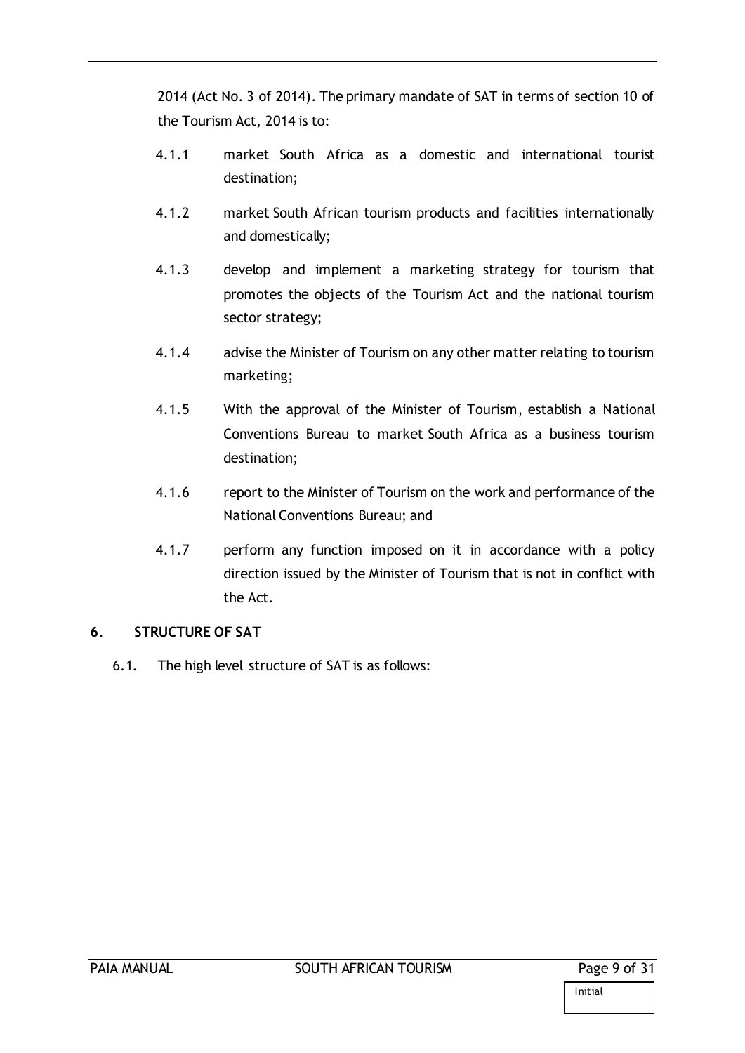2014 (Act No. 3 of 2014). The primary mandate of SAT in terms of section 10 of the Tourism Act, 2014 is to:

4.1.1 market South Africa as a domestic and international tourist destination;

4.1.2 market South African tourism products and facilities internationally and domestically;

4.1.3 develop and implement a marketing strategy for tourism that promotes the objects of the Tourism Act and the national tourism sector strategy;

4.1.4 advise the Minister of Tourism on any other matter relating to tourism marketing;

4.1.5 With the approval of the Minister of Tourism, establish a National Conventions Bureau to market South Africa as a business tourism destination;

4.1.6 report to the Minister of Tourism on the work and performance of the National Conventions Bureau; and

4.1.7 perform any function imposed on it in accordance with a policy direction issued by the Minister of Tourism that is not in conflict with the Act.

## 6. STRUCTURE OF SAT

6.1. The high level structure of SAT is as follows: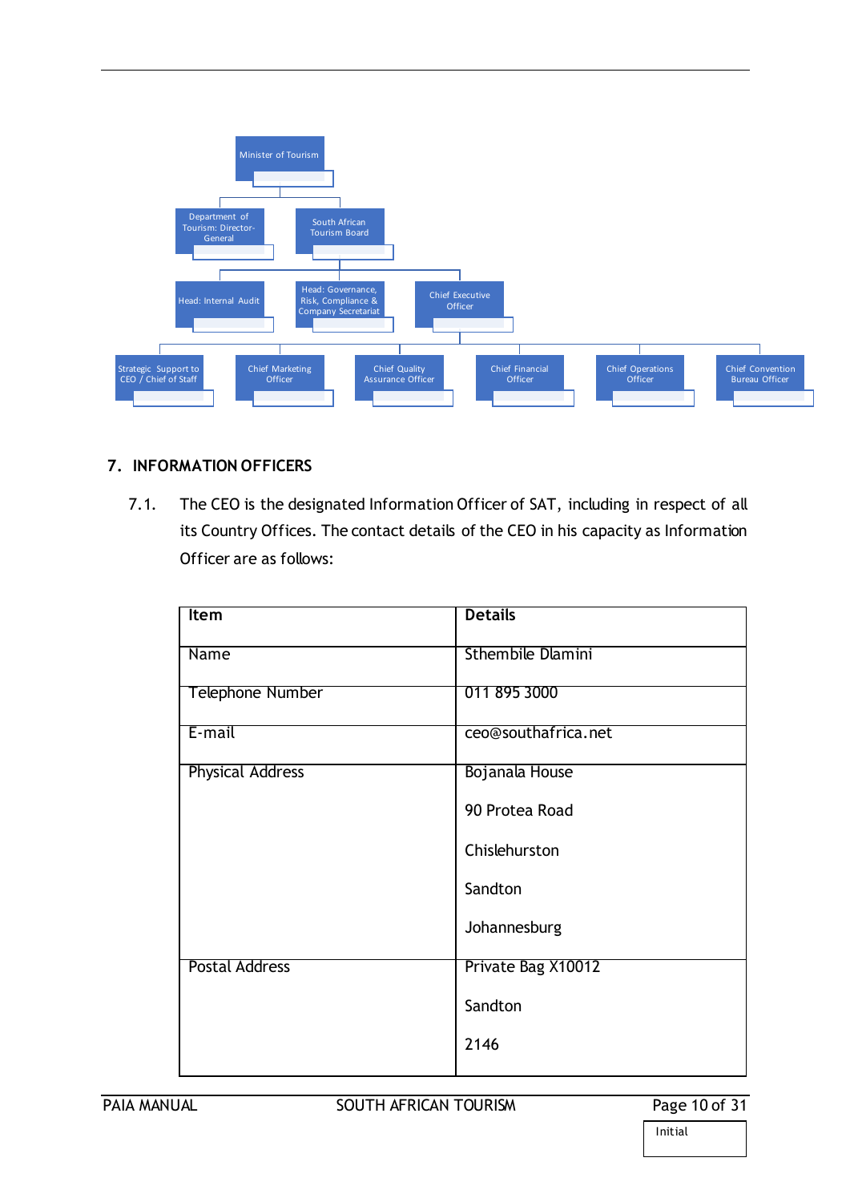- Minister of Tourism
  - Department of Tourism: Director-General
  - South African Tourism Board
    - Head: Internal Audit
    - Head: Governance, Risk, Compliance & Company Secretariat
    - Chief Executive Officer
      - Strategic Support to CEO / Chief of Staff
      - Chief Marketing Officer
      - Chief Quality Assurance Officer
      - Chief Financial Officer
      - Chief Operations Officer
      - Chief Convention Bureau Officer

## 7. INFORMATION OFFICERS

7.1. The CEO is the designated Information Officer of SAT, including in respect of all its Country Offices. The contact details of the CEO in his capacity as Information Officer are as follows:

| Item | Details |
| --- | --- |
| Name | Sthembile Dlamini |
| Telephone Number | 011 895 3000 |
| E-mail | ceo@southafrica.net |
| Physical Address | Bojanala House<br><br>90 Protea Road<br><br>Chislehurston<br><br>Sandton<br><br>Johannesburg |
| Postal Address | Private Bag X10012<br><br>Sandton<br><br>2146 |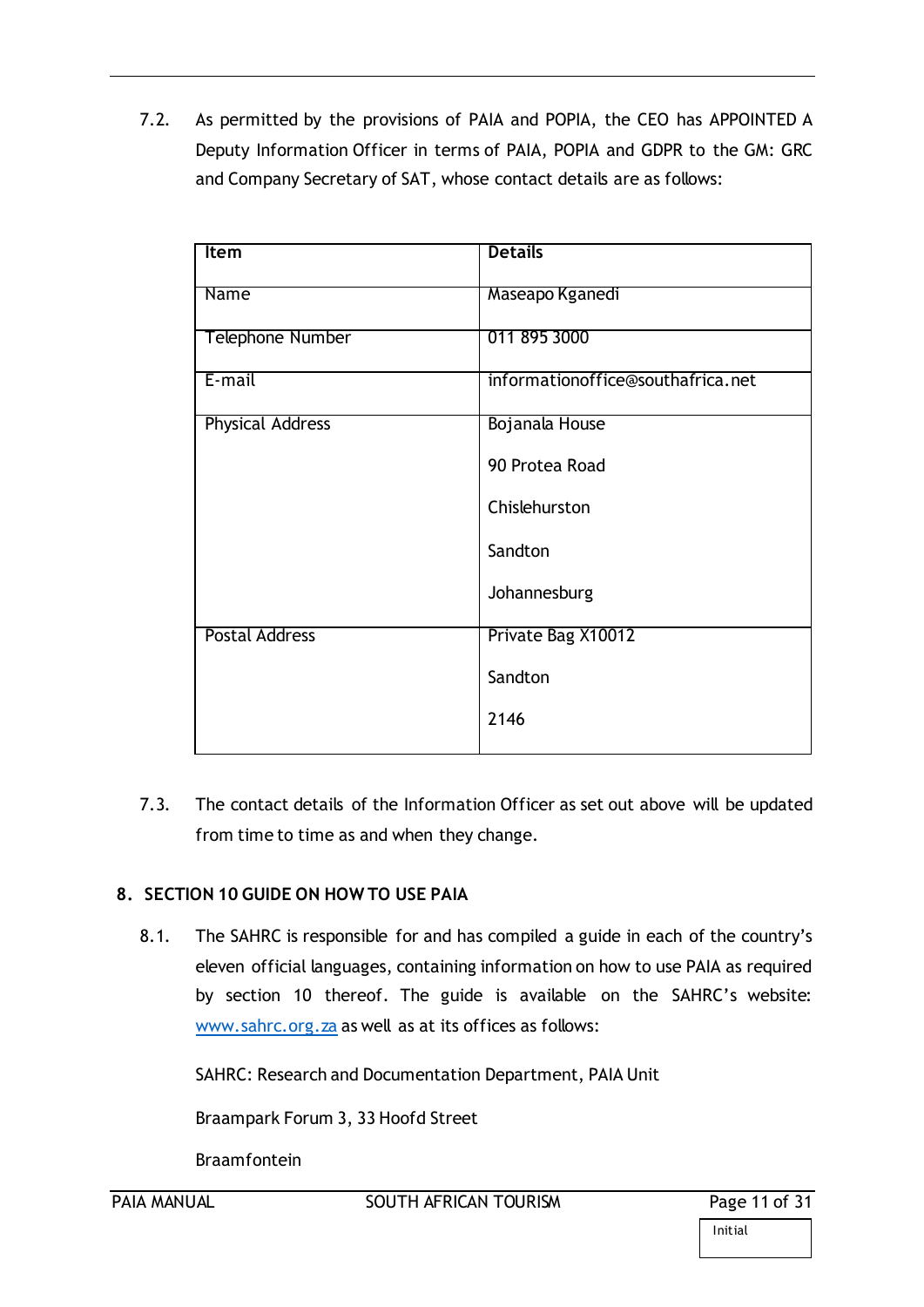7.2. As permitted by the provisions of PAIA and POPIA, the CEO has APPOINTED A Deputy Information Officer in terms of PAIA, POPIA and GDPR to the GM: GRC and Company Secretary of SAT, whose contact details are as follows:

| **Item** | **Details** |
|---|---|
| Name | Maseapo Kganedi |
| Telephone Number | 011 895 3000 |
| E-mail | informationoffice@southafrica.net |
| Physical Address | Bojanala House<br>90 Protea Road<br>Chislehurston<br>Sandton<br>Johannesburg |
| Postal Address | Private Bag X10012<br>Sandton<br>2146 |

7.3. The contact details of the Information Officer as set out above will be updated from time to time as and when they change.

## 8. SECTION 10 GUIDE ON HOW TO USE PAIA

8.1. The SAHRC is responsible for and has compiled a guide in each of the country's eleven official languages, containing information on how to use PAIA as required by section 10 thereof. The guide is available on the SAHRC's website: [www.sahrc.org.za](http://www.sahrc.org.za) as well as at its offices as follows:

SAHRC: Research and Documentation Department, PAIA Unit

Braampark Forum 3, 33 Hoofd Street

Braamfontein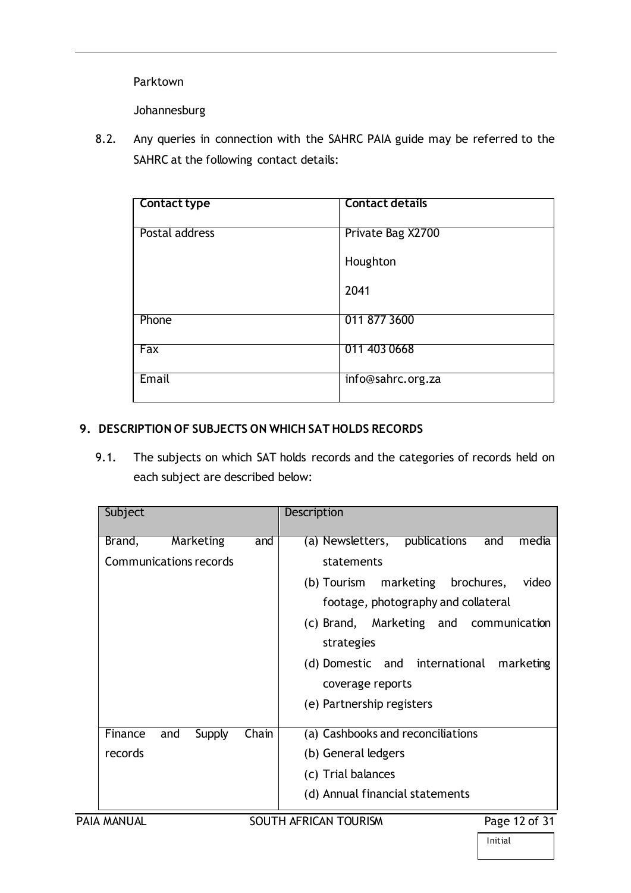Parktown

Johannesburg

8.2. Any queries in connection with the SAHRC PAIA guide may be referred to the SAHRC at the following contact details:

| Contact type | Contact details |
| --- | --- |
| Postal address | Private Bag X2700<br>Houghton<br>2041 |
| Phone | 011 877 3600 |
| Fax | 011 403 0668 |
| Email | info@sahrc.org.za |

## 9. DESCRIPTION OF SUBJECTS ON WHICH SAT HOLDS RECORDS

9.1. The subjects on which SAT holds records and the categories of records held on each subject are described below:

| Subject | Description |
| --- | --- |
| Brand, Marketing and Communications records | (a) Newsletters, publications and media statements<br>(b) Tourism marketing brochures, video footage, photography and collateral<br>(c) Brand, Marketing and communication strategies<br>(d) Domestic and international marketing coverage reports<br>(e) Partnership registers |
| Finance and Supply Chain records | (a) Cashbooks and reconciliations<br>(b) General ledgers<br>(c) Trial balances<br>(d) Annual financial statements |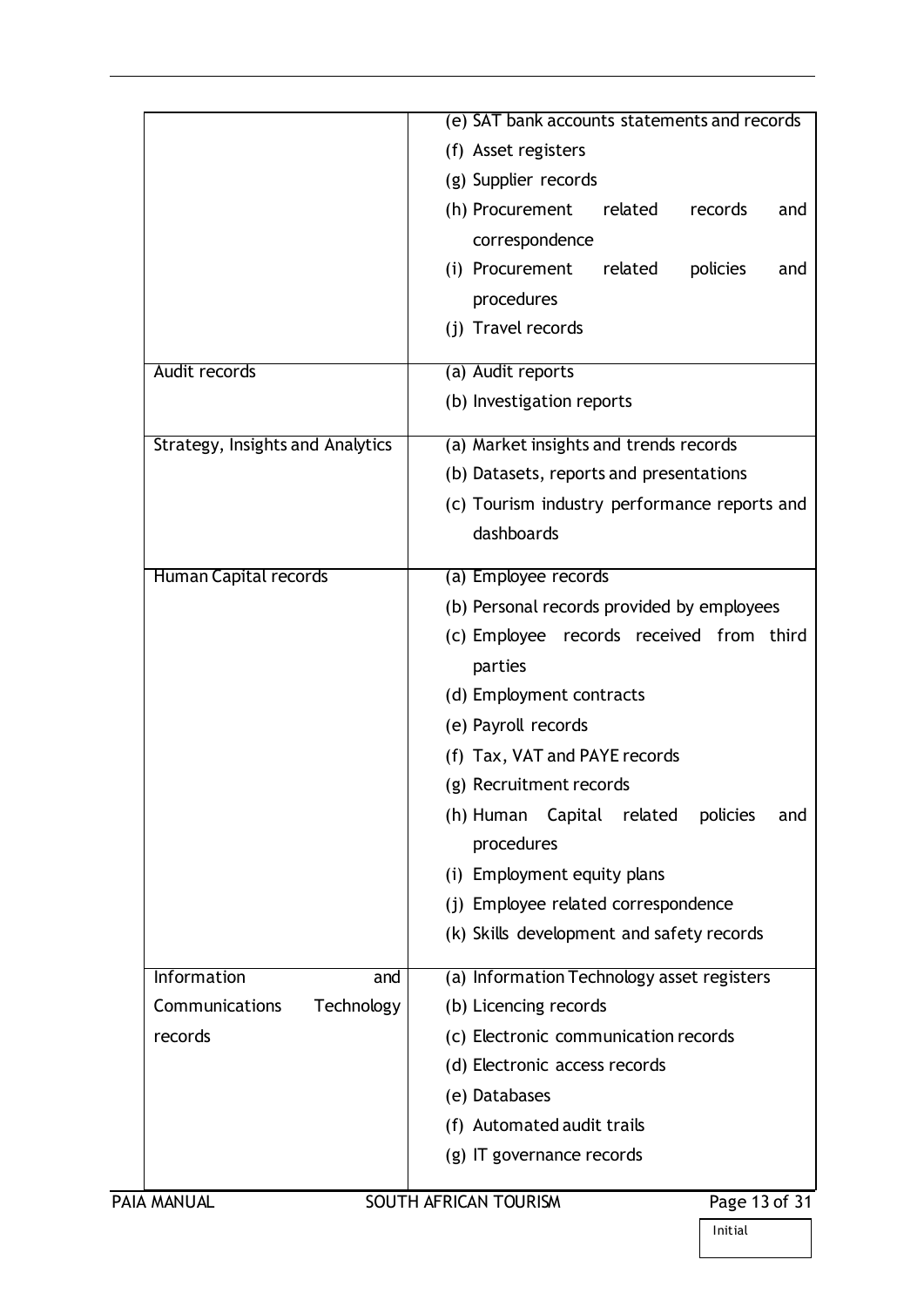| | |
|---|---|
| | (e) SAT bank accounts statements and records<br>(f) Asset registers<br>(g) Supplier records<br>(h) Procurement related records and correspondence<br>(i) Procurement related policies and procedures<br>(j) Travel records |
| Audit records | (a) Audit reports<br>(b) Investigation reports |
| Strategy, Insights and Analytics | (a) Market insights and trends records<br>(b) Datasets, reports and presentations<br>(c) Tourism industry performance reports and dashboards |
| Human Capital records | (a) Employee records<br>(b) Personal records provided by employees<br>(c) Employee records received from third parties<br>(d) Employment contracts<br>(e) Payroll records<br>(f) Tax, VAT and PAYE records<br>(g) Recruitment records<br>(h) Human Capital related policies and procedures<br>(i) Employment equity plans<br>(j) Employee related correspondence<br>(k) Skills development and safety records |
| Information and Communications Technology records | (a) Information Technology asset registers<br>(b) Licencing records<br>(c) Electronic communication records<br>(d) Electronic access records<br>(e) Databases<br>(f) Automated audit trails<br>(g) IT governance records |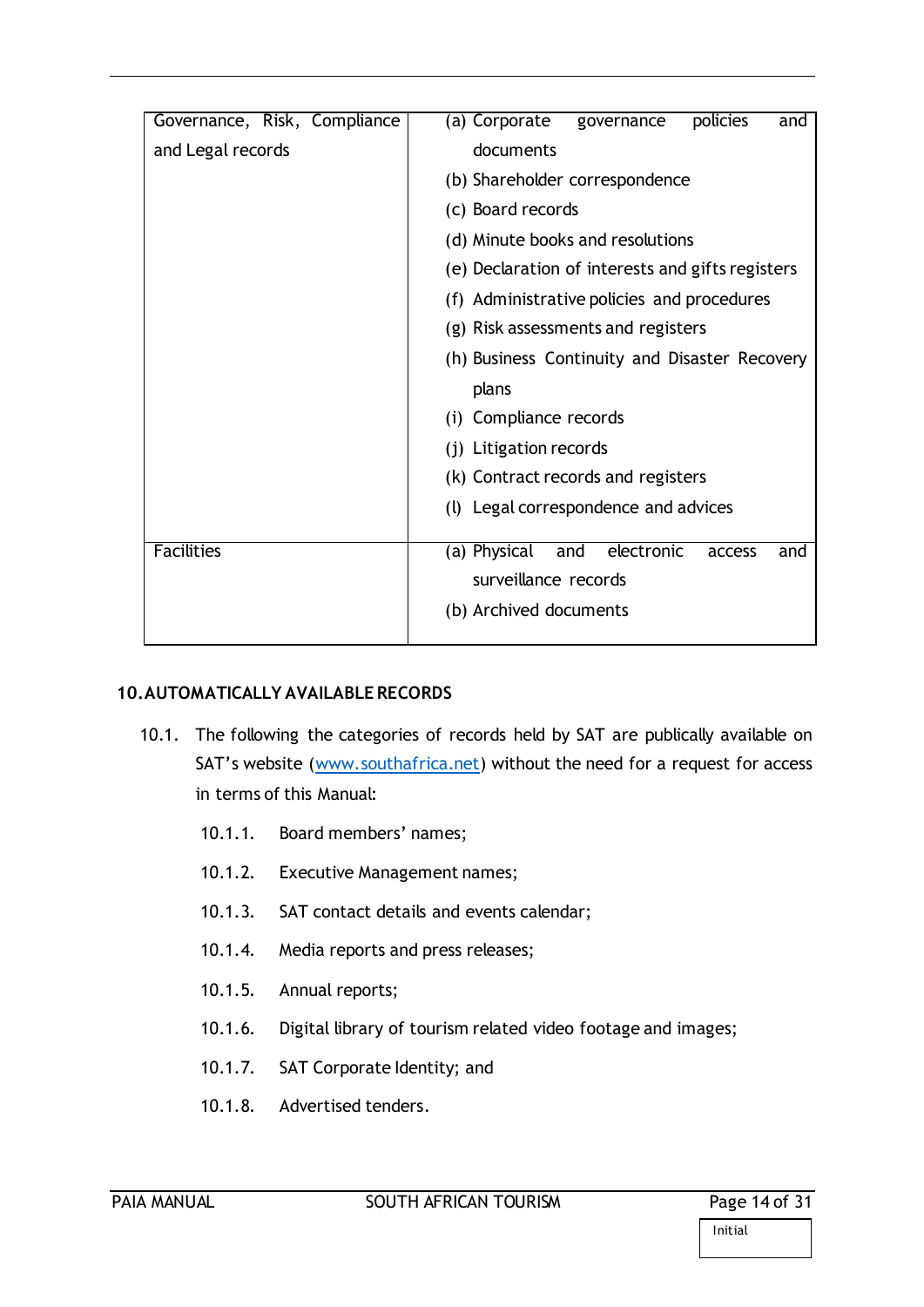| Governance, Risk, Compliance and Legal records | (a) Corporate governance policies and documents<br>(b) Shareholder correspondence<br>(c) Board records<br>(d) Minute books and resolutions<br>(e) Declaration of interests and gifts registers<br>(f) Administrative policies and procedures<br>(g) Risk assessments and registers<br>(h) Business Continuity and Disaster Recovery plans<br>(i) Compliance records<br>(j) Litigation records<br>(k) Contract records and registers<br>(l) Legal correspondence and advices |
|---|---|
| Facilities | (a) Physical and electronic access and surveillance records<br>(b) Archived documents |

## 10. AUTOMATICALLY AVAILABLE RECORDS

10.1. The following the categories of records held by SAT are publically available on SAT's website (www.southafrica.net) without the need for a request for access in terms of this Manual:

- 10.1.1. Board members' names;
- 10.1.2. Executive Management names;
- 10.1.3. SAT contact details and events calendar;
- 10.1.4. Media reports and press releases;
- 10.1.5. Annual reports;
- 10.1.6. Digital library of tourism related video footage and images;
- 10.1.7. SAT Corporate Identity; and
- 10.1.8. Advertised tenders.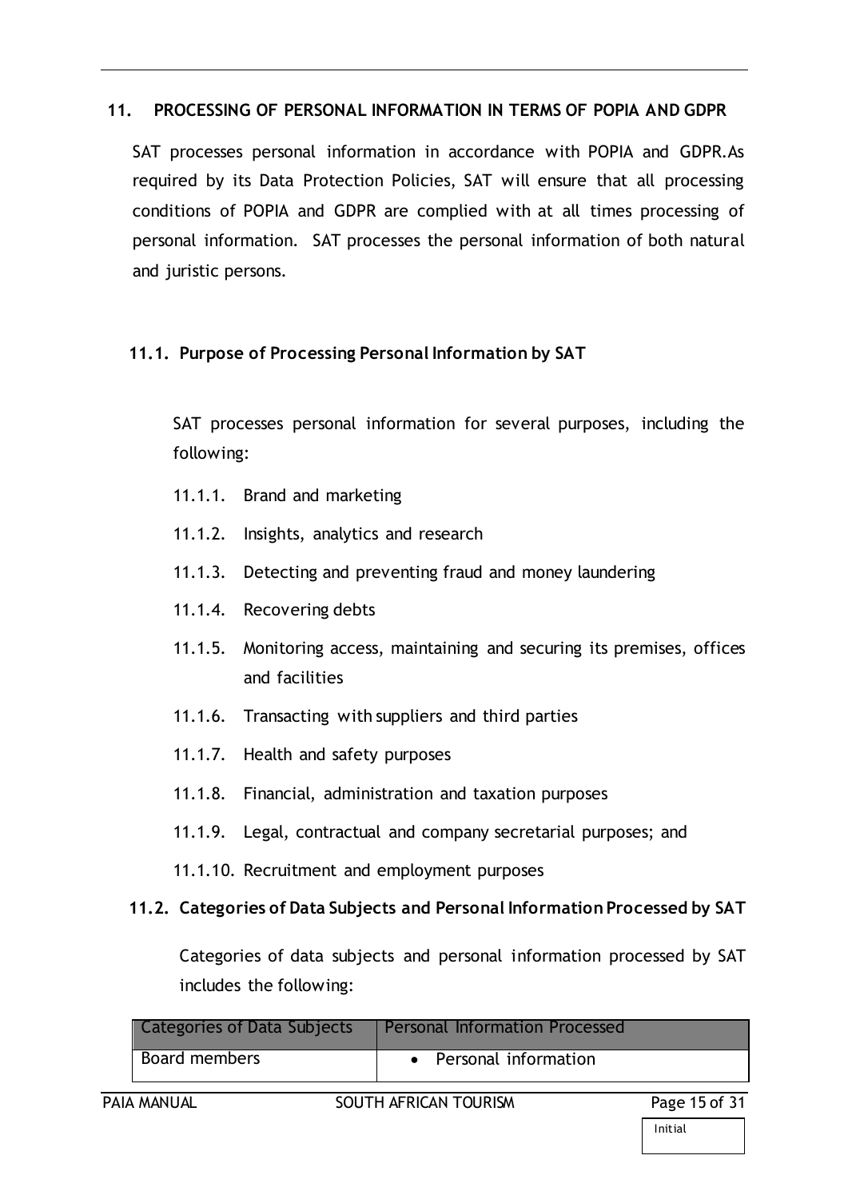## 11. PROCESSING OF PERSONAL INFORMATION IN TERMS OF POPIA AND GDPR

SAT processes personal information in accordance with POPIA and GDPR.As required by its Data Protection Policies, SAT will ensure that all processing conditions of POPIA and GDPR are complied with at all times processing of personal information. SAT processes the personal information of both natural and juristic persons.

### 11.1. Purpose of Processing Personal Information by SAT

SAT processes personal information for several purposes, including the following:

11.1.1. Brand and marketing

11.1.2. Insights, analytics and research

11.1.3. Detecting and preventing fraud and money laundering

11.1.4. Recovering debts

11.1.5. Monitoring access, maintaining and securing its premises, offices and facilities

11.1.6. Transacting with suppliers and third parties

11.1.7. Health and safety purposes

11.1.8. Financial, administration and taxation purposes

11.1.9. Legal, contractual and company secretarial purposes; and

11.1.10. Recruitment and employment purposes

### 11.2. Categories of Data Subjects and Personal Information Processed by SAT

Categories of data subjects and personal information processed by SAT includes the following:

| Categories of Data Subjects | Personal Information Processed |
|---|---|
| Board members | • Personal information |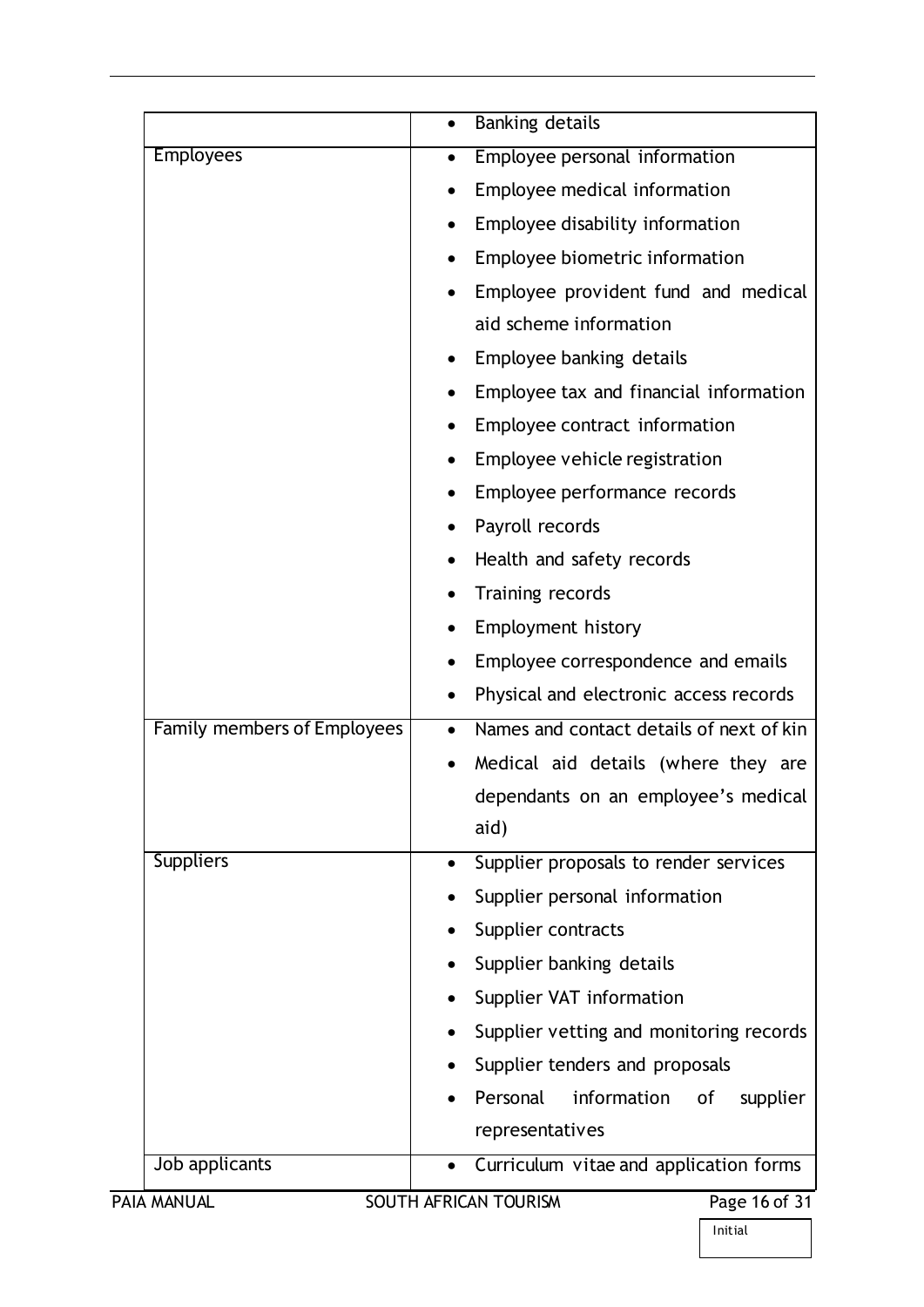| | |
|---|---|
| | • Banking details |
| Employees | • Employee personal information<br>• Employee medical information<br>• Employee disability information<br>• Employee biometric information<br>• Employee provident fund and medical aid scheme information<br>• Employee banking details<br>• Employee tax and financial information<br>• Employee contract information<br>• Employee vehicle registration<br>• Employee performance records<br>• Payroll records<br>• Health and safety records<br>• Training records<br>• Employment history<br>• Employee correspondence and emails<br>• Physical and electronic access records |
| Family members of Employees | • Names and contact details of next of kin<br>• Medical aid details (where they are dependants on an employee's medical aid) |
| Suppliers | • Supplier proposals to render services<br>• Supplier personal information<br>• Supplier contracts<br>• Supplier banking details<br>• Supplier VAT information<br>• Supplier vetting and monitoring records<br>• Supplier tenders and proposals<br>• Personal information of supplier representatives |
| Job applicants | • Curriculum vitae and application forms |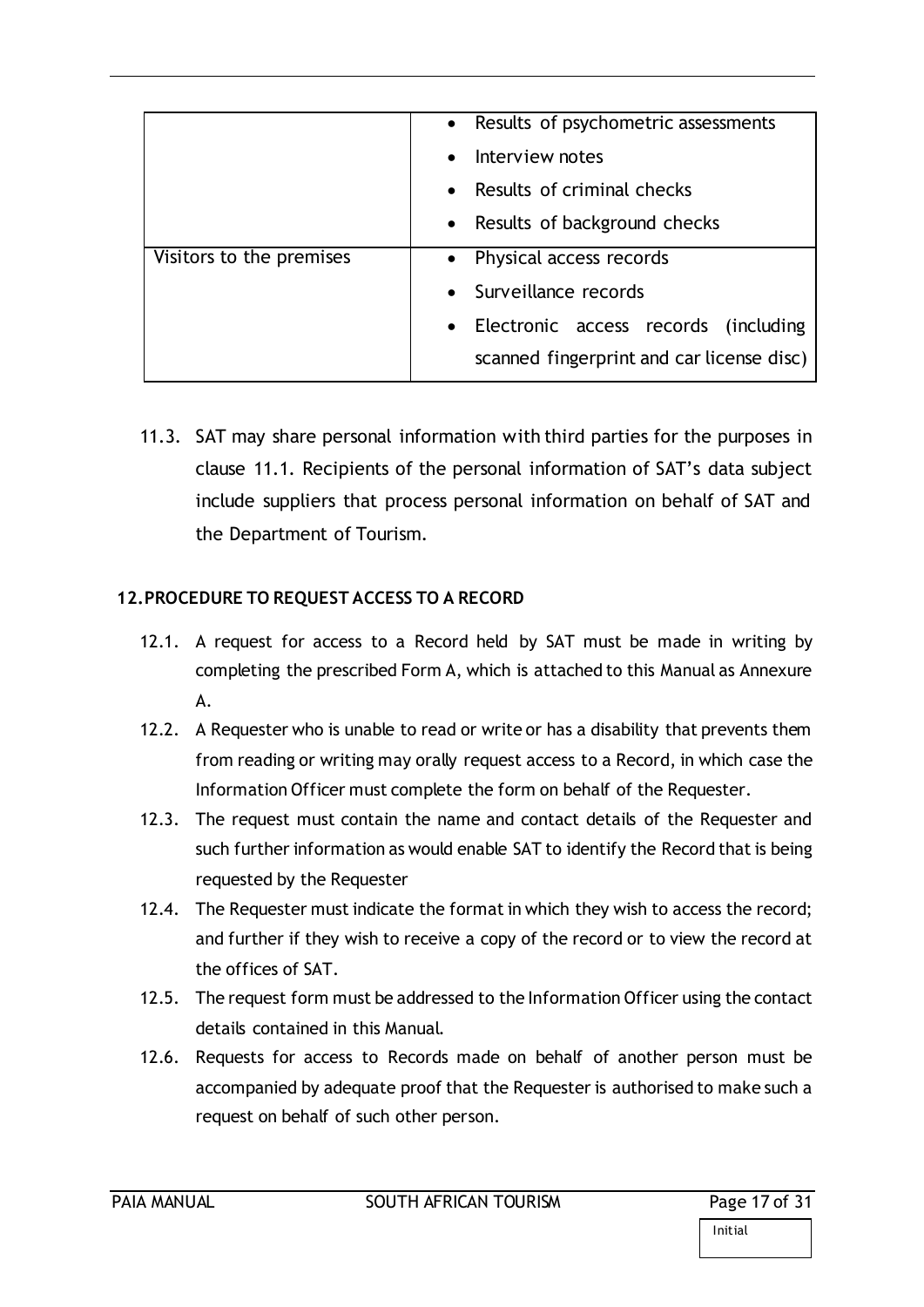| | |
|---|---|
| | • Results of psychometric assessments<br>• Interview notes<br>• Results of criminal checks<br>• Results of background checks |
| Visitors to the premises | • Physical access records<br>• Surveillance records<br>• Electronic access records (including scanned fingerprint and car license disc) |

11.3. SAT may share personal information with third parties for the purposes in clause 11.1. Recipients of the personal information of SAT's data subject include suppliers that process personal information on behalf of SAT and the Department of Tourism.

## 12. PROCEDURE TO REQUEST ACCESS TO A RECORD

12.1. A request for access to a Record held by SAT must be made in writing by completing the prescribed Form A, which is attached to this Manual as Annexure A.

12.2. A Requester who is unable to read or write or has a disability that prevents them from reading or writing may orally request access to a Record, in which case the Information Officer must complete the form on behalf of the Requester.

12.3. The request must contain the name and contact details of the Requester and such further information as would enable SAT to identify the Record that is being requested by the Requester

12.4. The Requester must indicate the format in which they wish to access the record; and further if they wish to receive a copy of the record or to view the record at the offices of SAT.

12.5. The request form must be addressed to the Information Officer using the contact details contained in this Manual.

12.6. Requests for access to Records made on behalf of another person must be accompanied by adequate proof that the Requester is authorised to make such a request on behalf of such other person.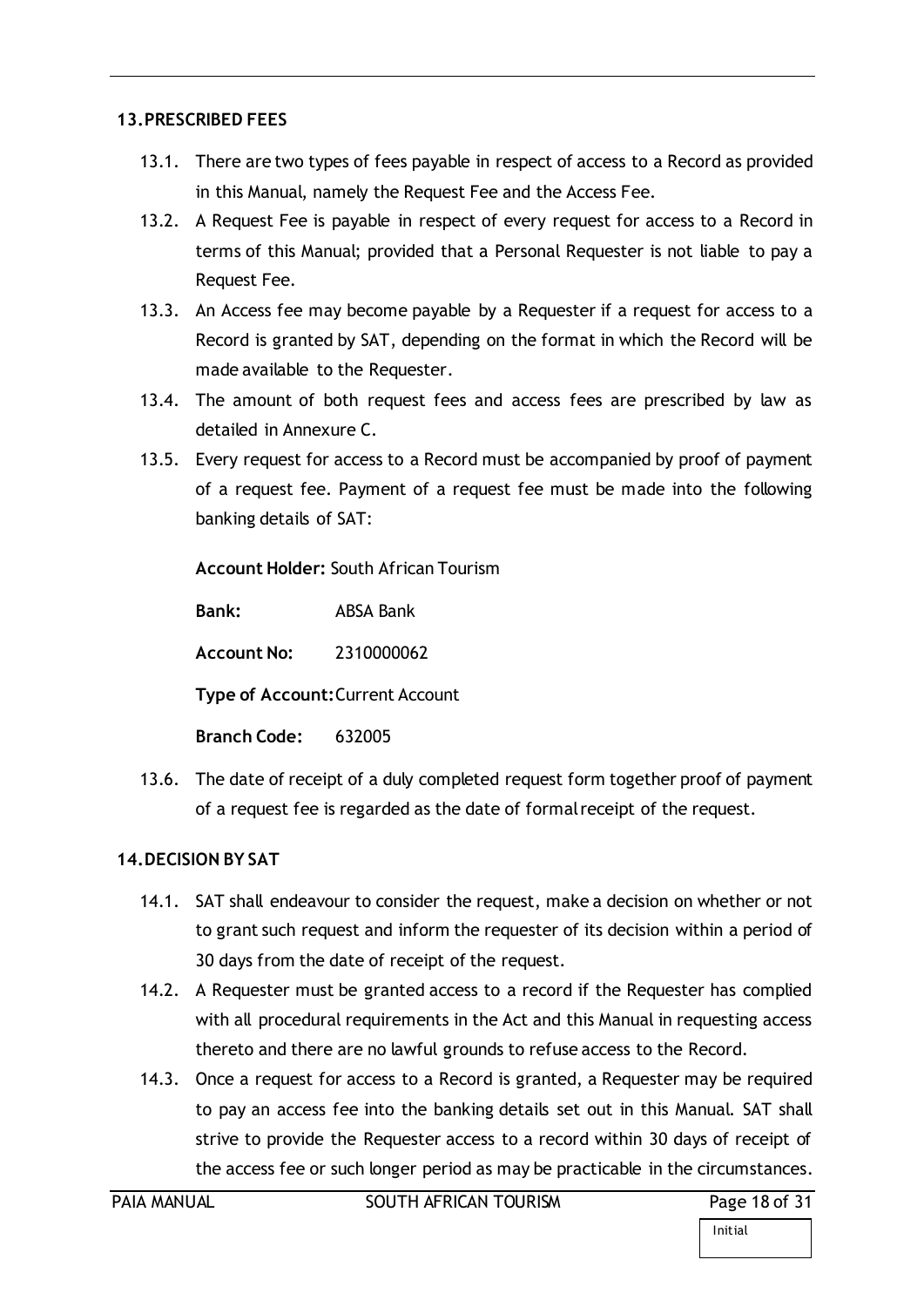## 13. PRESCRIBED FEES

13.1. There are two types of fees payable in respect of access to a Record as provided in this Manual, namely the Request Fee and the Access Fee.

13.2. A Request Fee is payable in respect of every request for access to a Record in terms of this Manual; provided that a Personal Requester is not liable to pay a Request Fee.

13.3. An Access fee may become payable by a Requester if a request for access to a Record is granted by SAT, depending on the format in which the Record will be made available to the Requester.

13.4. The amount of both request fees and access fees are prescribed by law as detailed in Annexure C.

13.5. Every request for access to a Record must be accompanied by proof of payment of a request fee. Payment of a request fee must be made into the following banking details of SAT:

**Account Holder:** South African Tourism

**Bank:** ABSA Bank

**Account No:** 2310000062

**Type of Account:** Current Account

**Branch Code:** 632005

13.6. The date of receipt of a duly completed request form together proof of payment of a request fee is regarded as the date of formal receipt of the request.

## 14. DECISION BY SAT

14.1. SAT shall endeavour to consider the request, make a decision on whether or not to grant such request and inform the requester of its decision within a period of 30 days from the date of receipt of the request.

14.2. A Requester must be granted access to a record if the Requester has complied with all procedural requirements in the Act and this Manual in requesting access thereto and there are no lawful grounds to refuse access to the Record.

14.3. Once a request for access to a Record is granted, a Requester may be required to pay an access fee into the banking details set out in this Manual. SAT shall strive to provide the Requester access to a record within 30 days of receipt of the access fee or such longer period as may be practicable in the circumstances.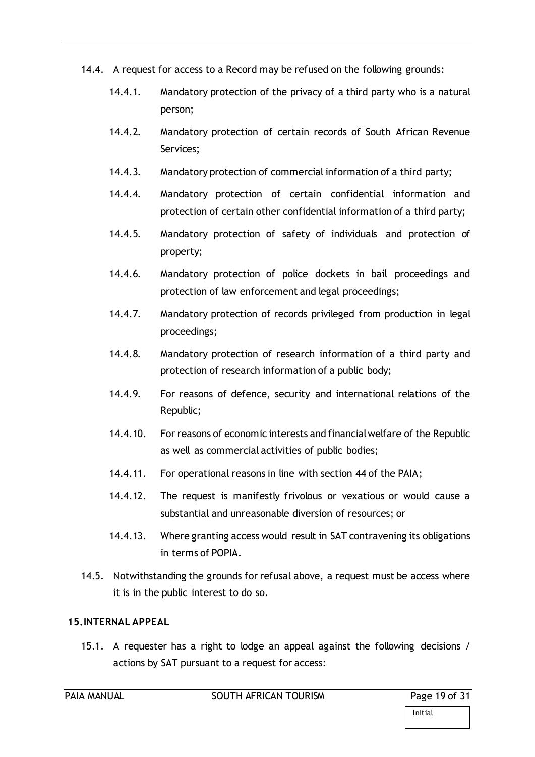14.4. A request for access to a Record may be refused on the following grounds:

14.4.1. Mandatory protection of the privacy of a third party who is a natural person;

14.4.2. Mandatory protection of certain records of South African Revenue Services;

14.4.3. Mandatory protection of commercial information of a third party;

14.4.4. Mandatory protection of certain confidential information and protection of certain other confidential information of a third party;

14.4.5. Mandatory protection of safety of individuals and protection of property;

14.4.6. Mandatory protection of police dockets in bail proceedings and protection of law enforcement and legal proceedings;

14.4.7. Mandatory protection of records privileged from production in legal proceedings;

14.4.8. Mandatory protection of research information of a third party and protection of research information of a public body;

14.4.9. For reasons of defence, security and international relations of the Republic;

14.4.10. For reasons of economic interests and financial welfare of the Republic as well as commercial activities of public bodies;

14.4.11. For operational reasons in line with section 44 of the PAIA;

14.4.12. The request is manifestly frivolous or vexatious or would cause a substantial and unreasonable diversion of resources; or

14.4.13. Where granting access would result in SAT contravening its obligations in terms of POPIA.

14.5. Notwithstanding the grounds for refusal above, a request must be access where it is in the public interest to do so.

## 15. INTERNAL APPEAL

15.1. A requester has a right to lodge an appeal against the following decisions / actions by SAT pursuant to a request for access: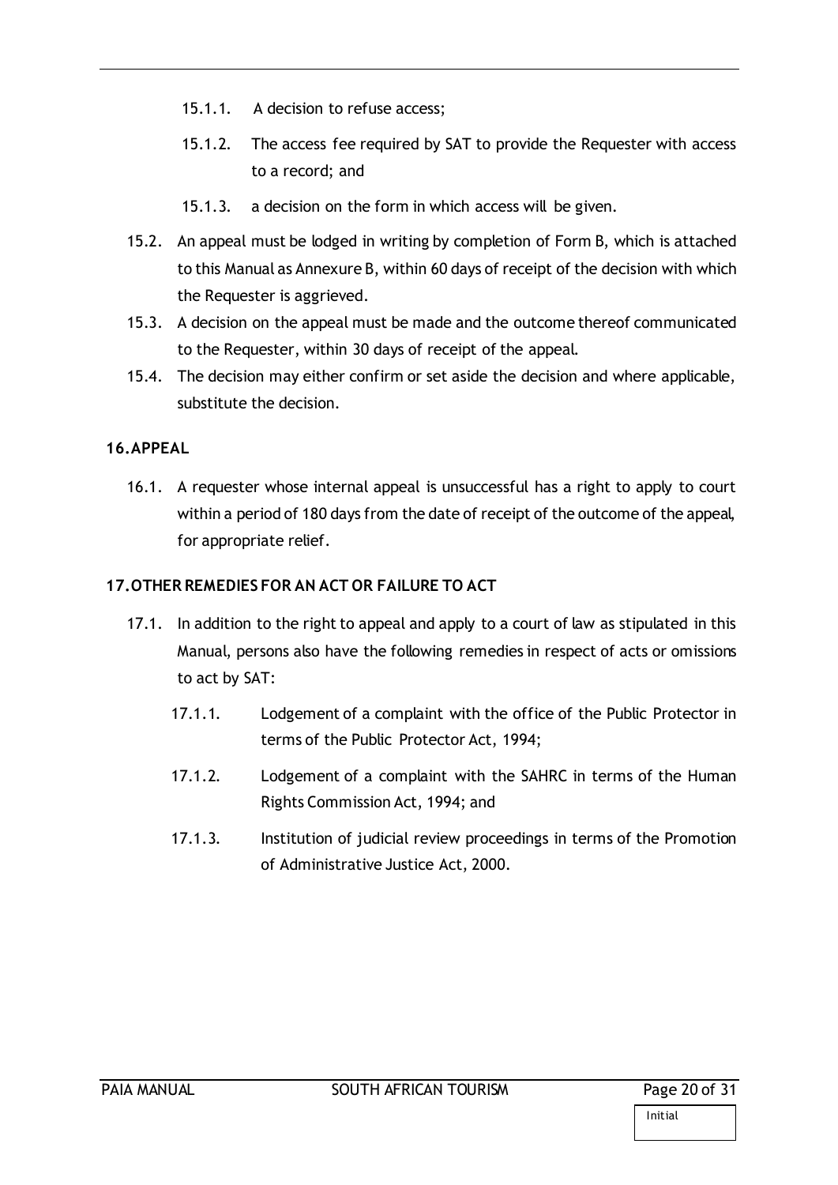15.1.1. A decision to refuse access;

15.1.2. The access fee required by SAT to provide the Requester with access to a record; and

15.1.3. a decision on the form in which access will be given.

15.2. An appeal must be lodged in writing by completion of Form B, which is attached to this Manual as Annexure B, within 60 days of receipt of the decision with which the Requester is aggrieved.

15.3. A decision on the appeal must be made and the outcome thereof communicated to the Requester, within 30 days of receipt of the appeal.

15.4. The decision may either confirm or set aside the decision and where applicable, substitute the decision.

## 16. APPEAL

16.1. A requester whose internal appeal is unsuccessful has a right to apply to court within a period of 180 days from the date of receipt of the outcome of the appeal, for appropriate relief.

## 17. OTHER REMEDIES FOR AN ACT OR FAILURE TO ACT

17.1. In addition to the right to appeal and apply to a court of law as stipulated in this Manual, persons also have the following remedies in respect of acts or omissions to act by SAT:

17.1.1. Lodgement of a complaint with the office of the Public Protector in terms of the Public Protector Act, 1994;

17.1.2. Lodgement of a complaint with the SAHRC in terms of the Human Rights Commission Act, 1994; and

17.1.3. Institution of judicial review proceedings in terms of the Promotion of Administrative Justice Act, 2000.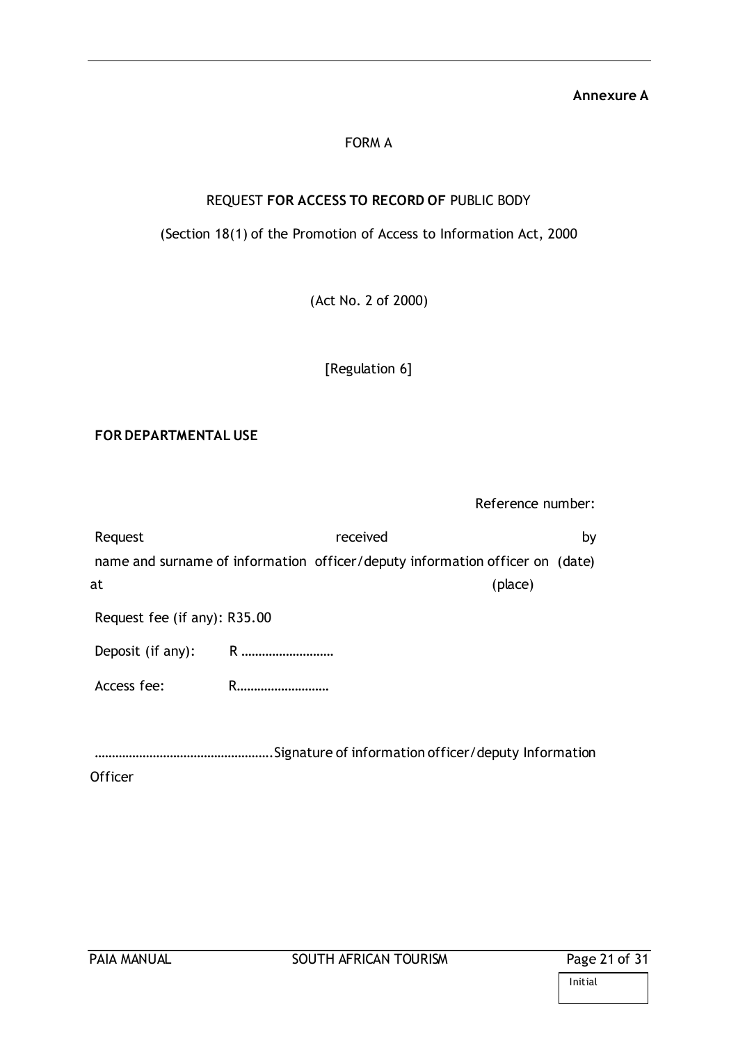**Annexure A**

FORM A

REQUEST **FOR ACCESS TO RECORD OF** PUBLIC BODY

(Section 18(1) of the Promotion of Access to Information Act, 2000

(Act No. 2 of 2000)

[Regulation 6]

**FOR DEPARTMENTAL USE**

Reference number:

Request received by name and surname of information officer/deputy information officer on (date) at (place)

Request fee (if any): R35.00

Deposit (if any): R ………………………

Access fee: R………………………

…………………………………………….Signature of information officer/deputy Information Officer

Initial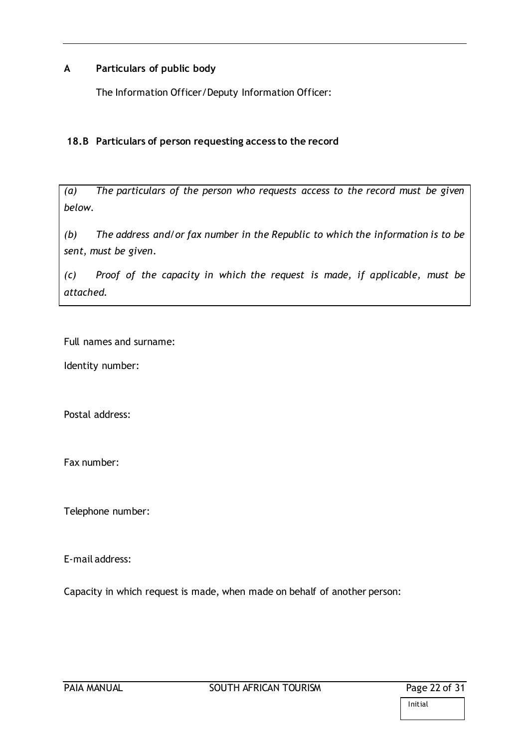## A Particulars of public body

The Information Officer/Deputy Information Officer:

## 18.B Particulars of person requesting access to the record

*(a) The particulars of the person who requests access to the record must be given below.*

*(b) The address and/or fax number in the Republic to which the information is to be sent, must be given.*

*(c) Proof of the capacity in which the request is made, if applicable, must be attached.*

Full names and surname:

Identity number:

Postal address:

Fax number:

Telephone number:

E-mail address:

Capacity in which request is made, when made on behalf of another person: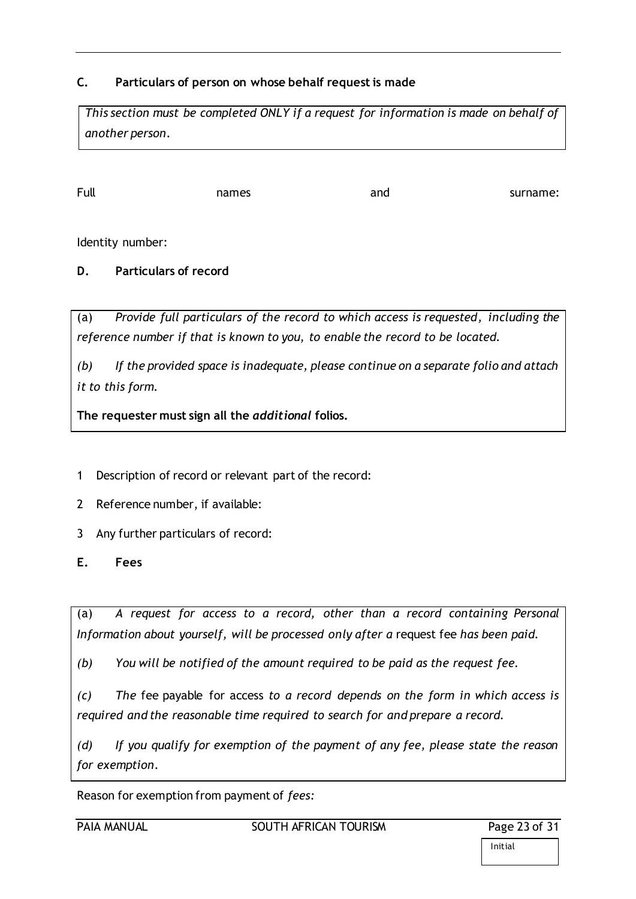## C. Particulars of person on whose behalf request is made

*This section must be completed ONLY if a request for information is made on behalf of another person.*

Full names and surname:

Identity number:

## D. Particulars of record

(a) *Provide full particulars of the record to which access is requested, including the reference number if that is known to you, to enable the record to be located.*

*(b) If the provided space is inadequate, please continue on a separate folio and attach it to this form.*

**The requester must sign all the *additional* folios.**

1 Description of record or relevant part of the record:

2 Reference number, if available:

3 Any further particulars of record:

## E. Fees

(a) *A request for access to a record, other than a record containing Personal Information about yourself, will be processed only after a* request fee *has been paid.*

*(b) You will be notified of the amount required to be paid as the request fee.*

*(c) The* fee payable for access *to a record depends on the form in which access is required and the reasonable time required to search for and prepare a record.*

*(d) If you qualify for exemption of the payment of any fee, please state the reason for exemption.*

Reason for exemption from payment of *fees:*

Initial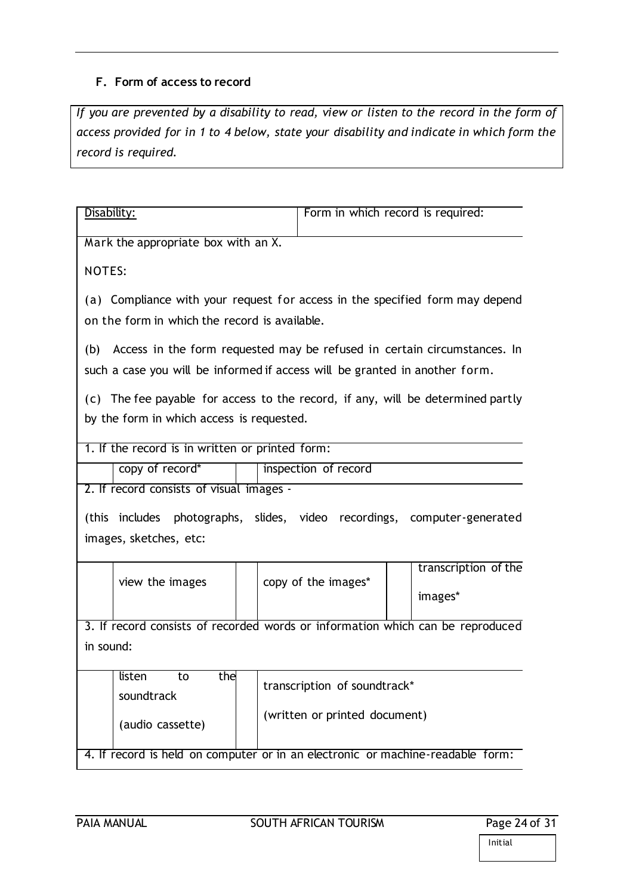### F. Form of access to record

*If you are prevented by a disability to read, view or listen to the record in the form of access provided for in 1 to 4 below, state your disability and indicate in which form the record is required.*

| Disability: | Form in which record is required: |
|---|---|
| | |

Mark the appropriate box with an X.

NOTES:

(a) Compliance with your request for access in the specified form may depend on the form in which the record is available.

(b) Access in the form requested may be refused in certain circumstances. In such a case you will be informed if access will be granted in another form.

(c) The fee payable for access to the record, if any, will be determined partly by the form in which access is requested.

1. If the record is in written or printed form:

| | copy of record* | | inspection of record |
|---|---|---|---|

2. If record consists of visual images -

(this includes photographs, slides, video recordings, computer-generated images, sketches, etc:

| | view the images | | copy of the images* | | transcription of the images* |
|---|---|---|---|---|---|

3. If record consists of recorded words or information which can be reproduced in sound:

| | listen to the soundtrack (audio cassette) | | transcription of soundtrack* (written or printed document) |
|---|---|---|---|

4. If record is held on computer or in an electronic or machine-readable form:

Initial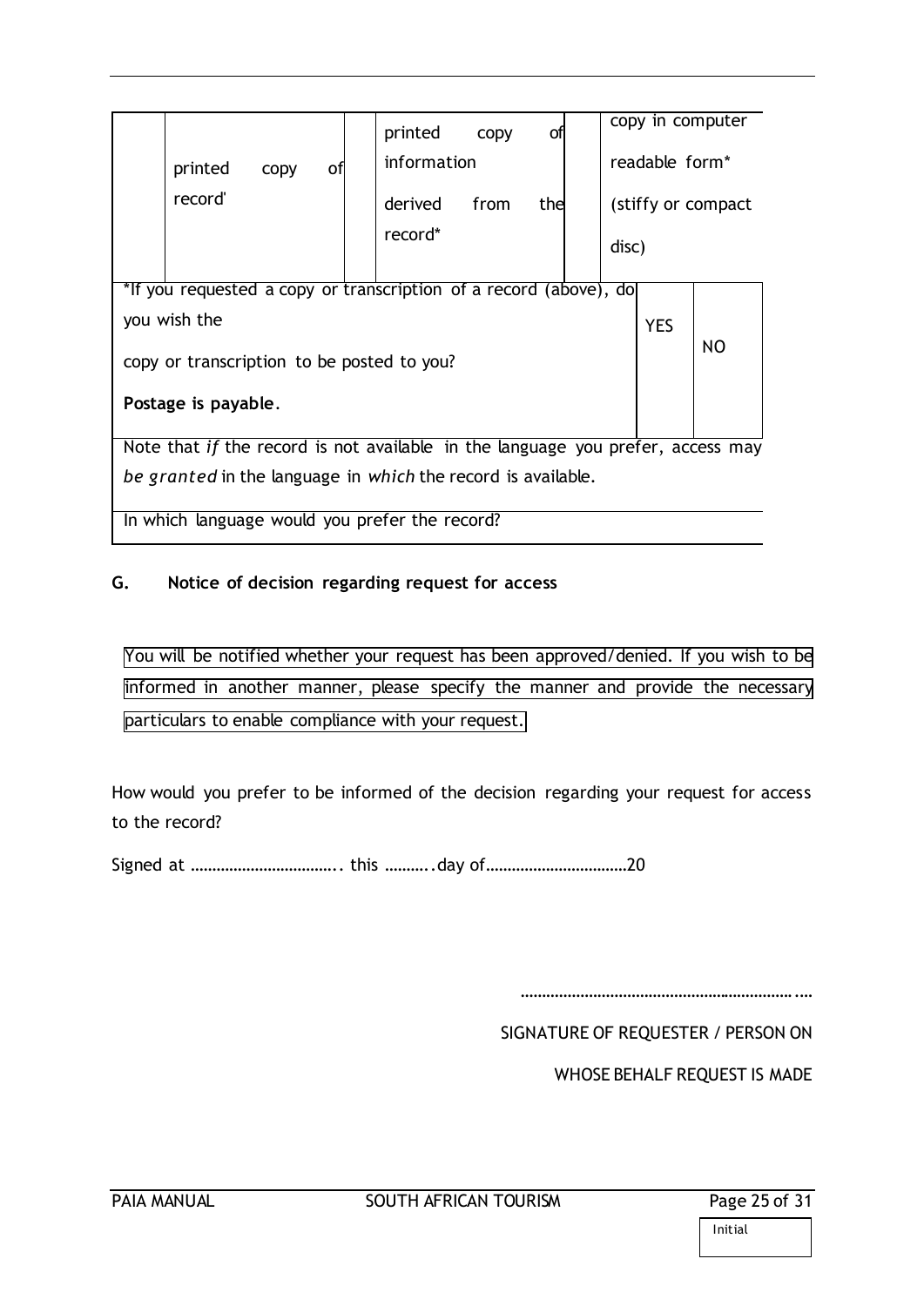| | printed copy of record' | | printed copy of information derived from the record* | | copy in computer readable form* (stiffy or compact disc) |
|---|---|---|---|---|---|

| *If you requested a copy or transcription of a record (above), do you wish the copy or transcription to be posted to you? **Postage is payable**. | YES | NO |
|---|---|---|

Note that *if* the record is not available in the language you prefer, access may *be granted* in the language in *which* the record is available.

In which language would you prefer the record?

**G. Notice of decision regarding request for access**

You will be notified whether your request has been approved/denied. If you wish to be informed in another manner, please specify the manner and provide the necessary particulars to enable compliance with your request.

How would you prefer to be informed of the decision regarding your request for access to the record?

Signed at …………………………….. this ………..day of……………………………20

………………………………………………………….

SIGNATURE OF REQUESTER / PERSON ON WHOSE BEHALF REQUEST IS MADE

Initial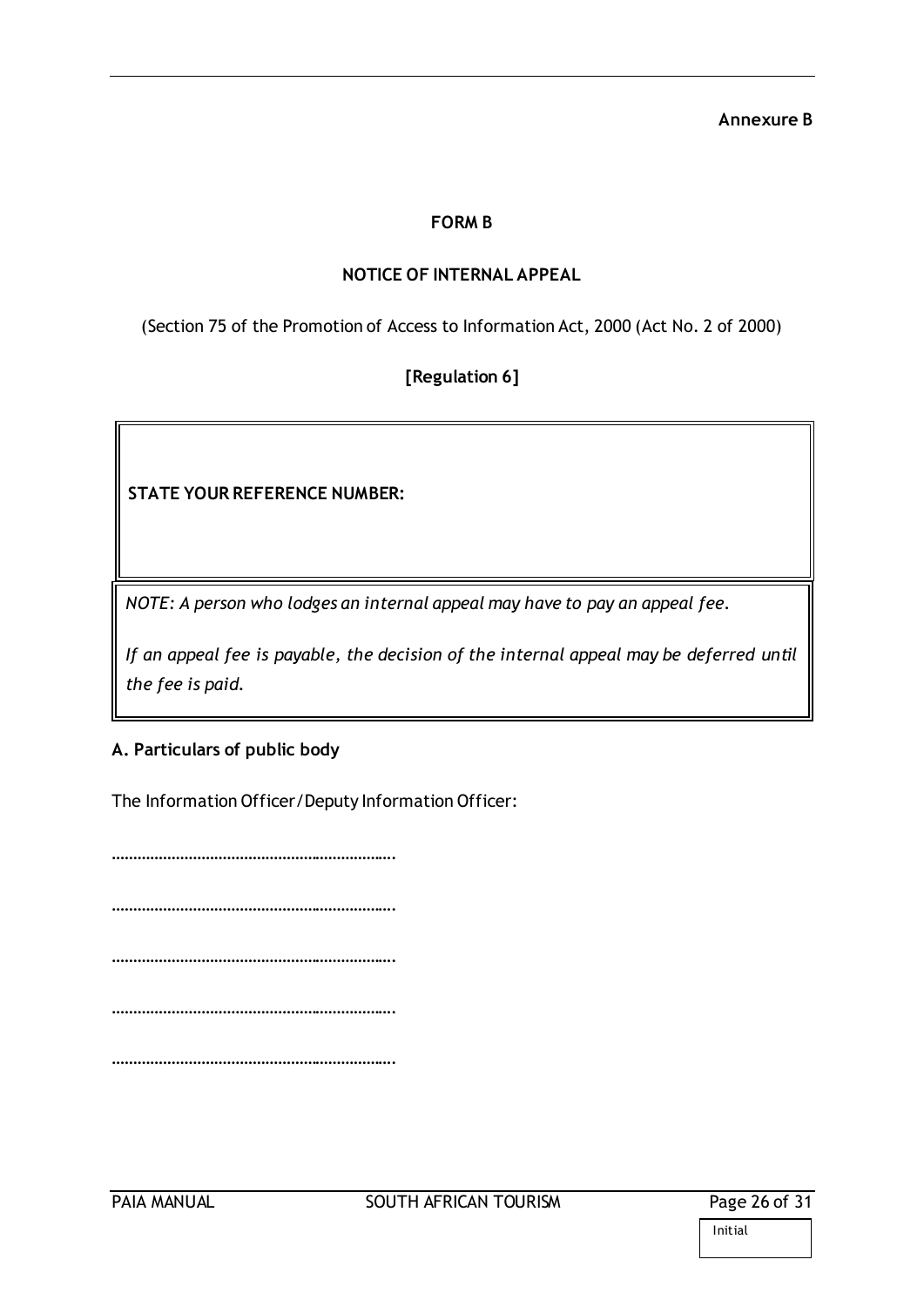**Annexure B**

**FORM B**

**NOTICE OF INTERNAL APPEAL**

(Section 75 of the Promotion of Access to Information Act, 2000 (Act No. 2 of 2000)

**[Regulation 6]**

| **STATE YOUR REFERENCE NUMBER:** |
|---|

| *NOTE: A person who lodges an internal appeal may have to pay an appeal fee.*<br><br>*If an appeal fee is payable, the decision of the internal appeal may be deferred until the fee is paid.* |
|---|

**A. Particulars of public body**

The Information Officer/Deputy Information Officer:

………………………………………………………….

………………………………………………………….

………………………………………………………….

………………………………………………………….

………………………………………………………….

Initial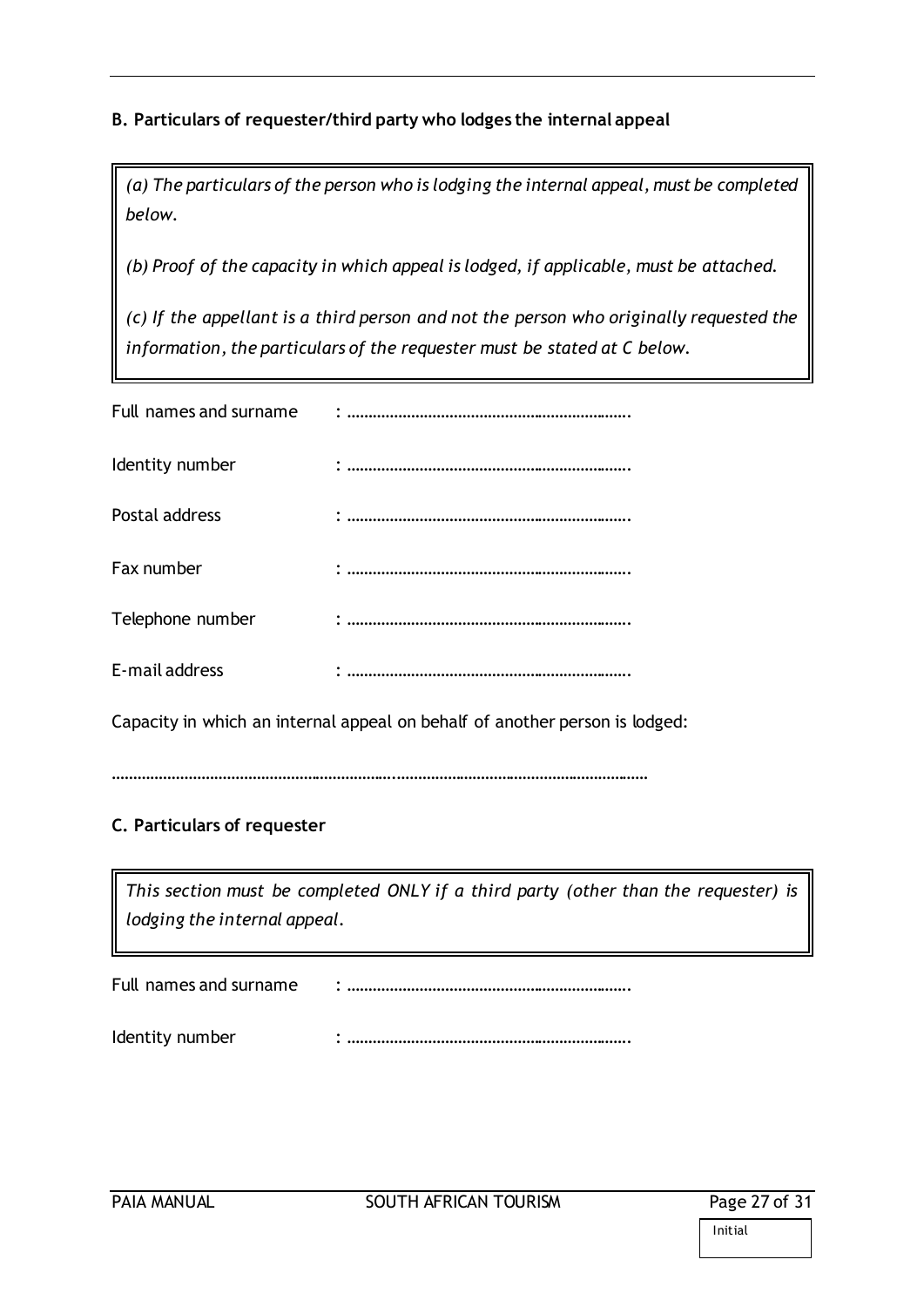### B. Particulars of requester/third party who lodges the internal appeal

> *(a) The particulars of the person who is lodging the internal appeal, must be completed below.*
>
> *(b) Proof of the capacity in which appeal is lodged, if applicable, must be attached.*
>
> *(c) If the appellant is a third person and not the person who originally requested the information, the particulars of the requester must be stated at C below.*

Full names and surname : ………………………………………………………….

Identity number : ………………………………………………………….

Postal address : ………………………………………………………….

Fax number : ………………………………………………………….

Telephone number : ………………………………………………………….

E-mail address : ………………………………………………………….

Capacity in which an internal appeal on behalf of another person is lodged:

…………………………………………………………..……………………………………………

### C. Particulars of requester

> *This section must be completed ONLY if a third party (other than the requester) is lodging the internal appeal.*

Full names and surname : ………………………………………………………….

Identity number : ………………………………………………………….

Initial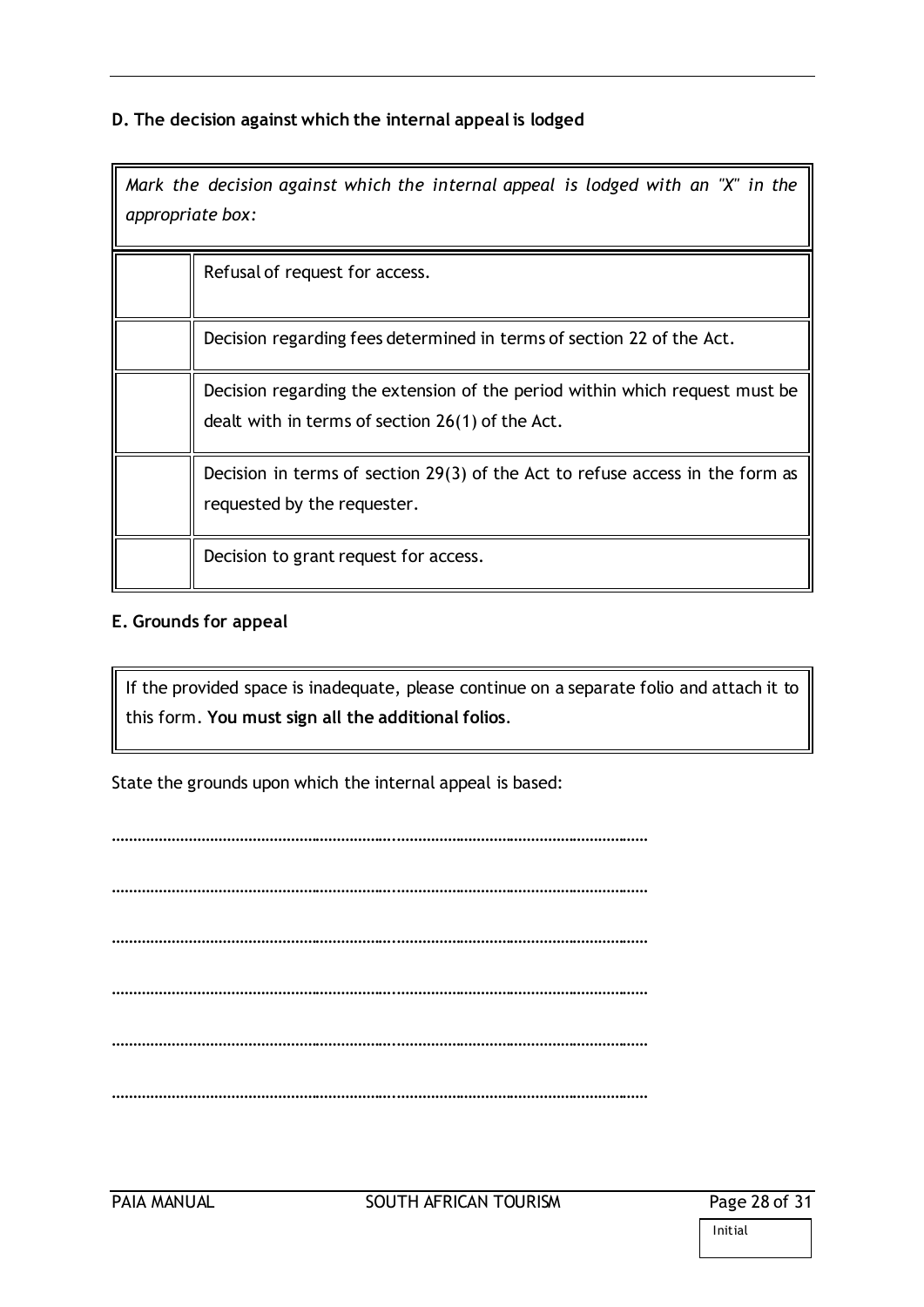**D. The decision against which the internal appeal is lodged**

| *Mark the decision against which the internal appeal is lodged with an "X" in the appropriate box:* | |
|---|---|
| | Refusal of request for access. |
| | Decision regarding fees determined in terms of section 22 of the Act. |
| | Decision regarding the extension of the period within which request must be dealt with in terms of section 26(1) of the Act. |
| | Decision in terms of section 29(3) of the Act to refuse access in the form as requested by the requester. |
| | Decision to grant request for access. |

**E. Grounds for appeal**

If the provided space is inadequate, please continue on a separate folio and attach it to this form. **You must sign all the additional folios**.

State the grounds upon which the internal appeal is based:

…………………………………………………………………………………………………………

…………………………………………………………………………………………………………

…………………………………………………………………………………………………………

…………………………………………………………………………………………………………

…………………………………………………………………………………………………………

…………………………………………………………………………………………………………

Initial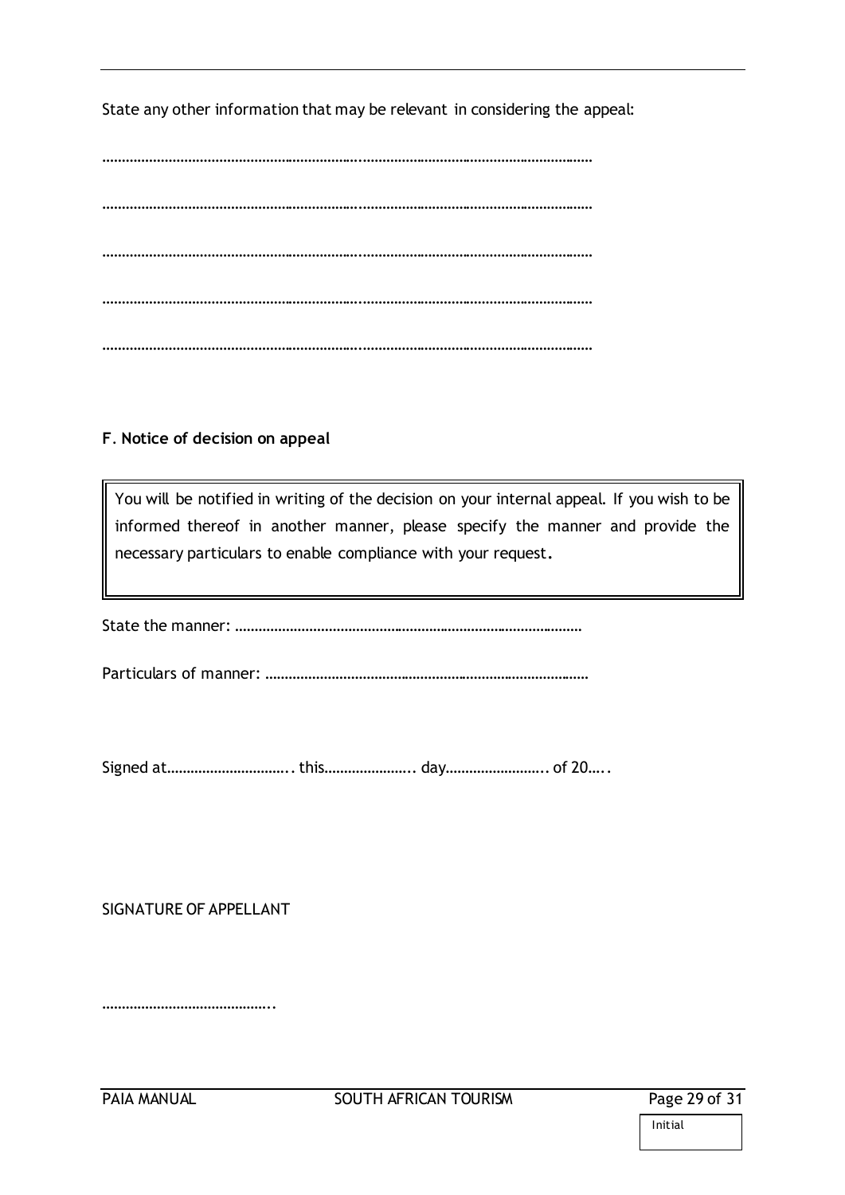State any other information that may be relevant in considering the appeal:

…………………………………………………………..………………………………………………

…………………………………………………………..………………………………………………

…………………………………………………………..………………………………………………

…………………………………………………………..………………………………………………

…………………………………………………………..………………………………………………

**F. Notice of decision on appeal**

| You will be notified in writing of the decision on your internal appeal. If you wish to be informed thereof in another manner, please specify the manner and provide the necessary particulars to enable compliance with your request. |
|---|

State the manner: ………………………………………………………………………………

Particulars of manner: …………………………………………………………………………

Signed at………………………….. this………………….. day…………………….. of 20…..

SIGNATURE OF APPELLANT

……………………………………..

Initial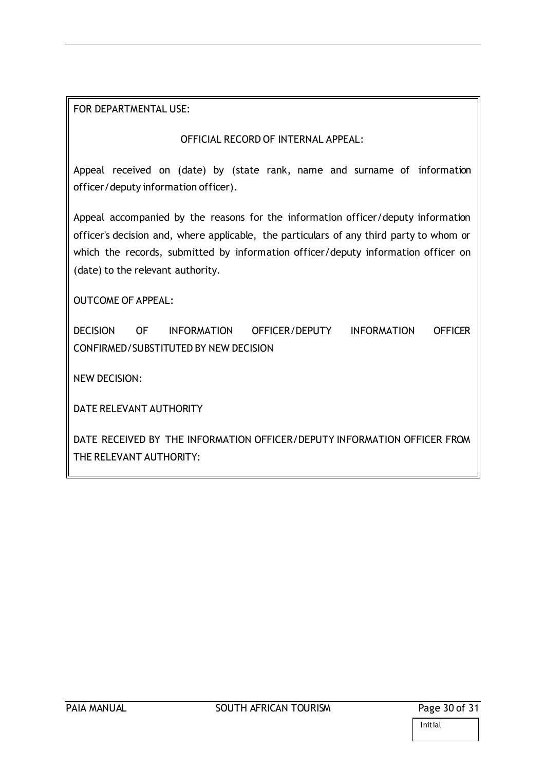FOR DEPARTMENTAL USE:

OFFICIAL RECORD OF INTERNAL APPEAL:

Appeal received on (date) by (state rank, name and surname of information officer/deputy information officer).

Appeal accompanied by the reasons for the information officer/deputy information officer's decision and, where applicable, the particulars of any third party to whom or which the records, submitted by information officer/deputy information officer on (date) to the relevant authority.

OUTCOME OF APPEAL:

DECISION OF INFORMATION OFFICER/DEPUTY INFORMATION OFFICER CONFIRMED/SUBSTITUTED BY NEW DECISION

NEW DECISION:

DATE RELEVANT AUTHORITY

DATE RECEIVED BY THE INFORMATION OFFICER/DEPUTY INFORMATION OFFICER FROM THE RELEVANT AUTHORITY: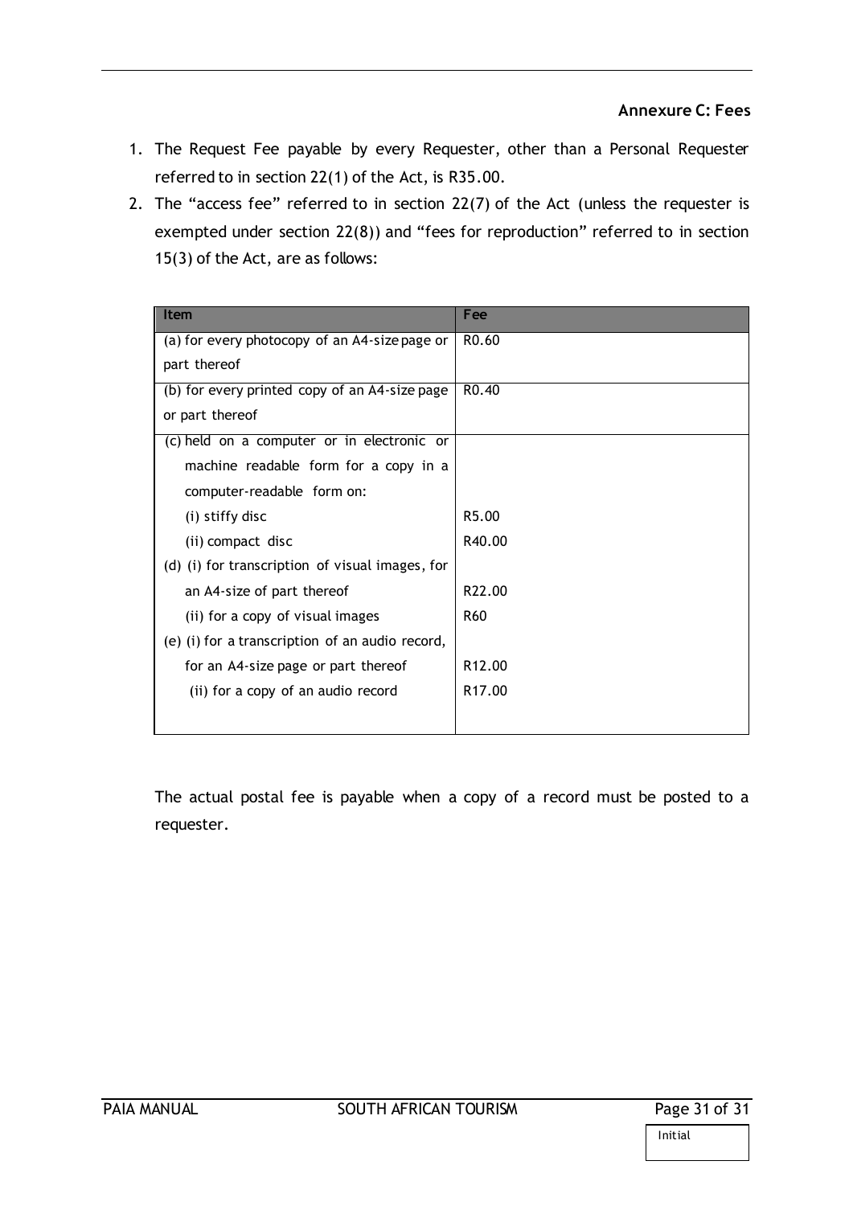**Annexure C: Fees**

1. The Request Fee payable by every Requester, other than a Personal Requester referred to in section 22(1) of the Act, is R35.00.
2. The "access fee" referred to in section 22(7) of the Act (unless the requester is exempted under section 22(8)) and "fees for reproduction" referred to in section 15(3) of the Act, are as follows:

| Item | Fee |
|---|---|
| (a) for every photocopy of an A4-size page or part thereof | R0.60 |
| (b) for every printed copy of an A4-size page or part thereof | R0.40 |
| (c) held on a computer or in electronic or machine readable form for a copy in a computer-readable form on: | |
| (i) stiffy disc | R5.00 |
| (ii) compact disc | R40.00 |
| (d) (i) for transcription of visual images, for an A4-size of part thereof | R22.00 |
| (ii) for a copy of visual images | R60 |
| (e) (i) for a transcription of an audio record, for an A4-size page or part thereof | R12.00 |
| (ii) for a copy of an audio record | R17.00 |

The actual postal fee is payable when a copy of a record must be posted to a requester.

Initial